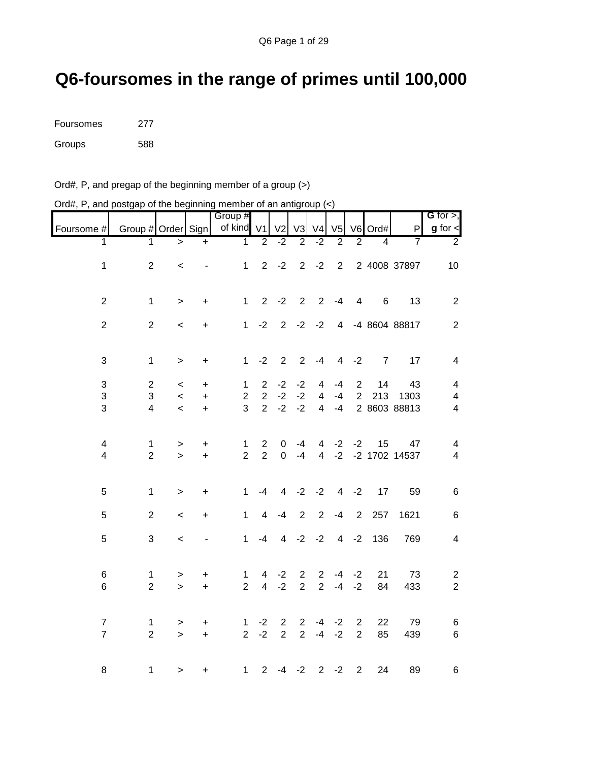# Q6-foursomes in the range of primes until 100,000

Foursomes 277

Groups 588

Ord#, P, and pregap of the beginning member of a group (>)

Ord#, P, and postgap of the beginning member of an antigroup (<)

| Foursome # | Group # | Order | Sign | Group # of kind | V1 | V2 | V3 | V4 | V5 | V6 | Ord# | P | **G** for >, **g** for < |
|---|---|---|---|---|---|---|---|---|---|---|---|---|---|
| 1 | 1 | > | + | 1 | 2 | -2 | 2 | -2 | 2 | 2 | 4 | 7 | 2 |
| | | | | | | | | | | | | | |
| 1 | 2 | < | - | 1 | 2 | -2 | 2 | -2 | 2 | 2 | 4008 | 37897 | 10 |
| | | | | | | | | | | | | | |
| 2 | 1 | > | + | 1 | 2 | -2 | 2 | 2 | -4 | 4 | 6 | 13 | 2 |
| | | | | | | | | | | | | | |
| 2 | 2 | < | + | 1 | -2 | 2 | -2 | -2 | 4 | -4 | 8604 | 88817 | 2 |
| | | | | | | | | | | | | | |
| 3 | 1 | > | + | 1 | -2 | 2 | 2 | -4 | 4 | -2 | 7 | 17 | 4 |
| | | | | | | | | | | | | | |
| 3 | 2 | < | + | 1 | 2 | -2 | -2 | 4 | -4 | 2 | 14 | 43 | 4 |
| 3 | 3 | < | + | 2 | 2 | -2 | -2 | 4 | -4 | 2 | 213 | 1303 | 4 |
| 3 | 4 | < | + | 3 | 2 | -2 | -2 | 4 | -4 | 2 | 8603 | 88813 | 4 |
| | | | | | | | | | | | | | |
| 4 | 1 | > | + | 1 | 2 | 0 | -4 | 4 | -2 | -2 | 15 | 47 | 4 |
| 4 | 2 | > | + | 2 | 2 | 0 | -4 | 4 | -2 | -2 | 1702 | 14537 | 4 |
| | | | | | | | | | | | | | |
| 5 | 1 | > | + | 1 | -4 | 4 | -2 | -2 | 4 | -2 | 17 | 59 | 6 |
| | | | | | | | | | | | | | |
| 5 | 2 | < | + | 1 | 4 | -4 | 2 | 2 | -4 | 2 | 257 | 1621 | 6 |
| | | | | | | | | | | | | | |
| 5 | 3 | < | - | 1 | -4 | 4 | -2 | -2 | 4 | -2 | 136 | 769 | 4 |
| | | | | | | | | | | | | | |
| 6 | 1 | > | + | 1 | 4 | -2 | 2 | 2 | -4 | -2 | 21 | 73 | 2 |
| 6 | 2 | > | + | 2 | 4 | -2 | 2 | 2 | -4 | -2 | 84 | 433 | 2 |
| | | | | | | | | | | | | | |
| 7 | 1 | > | + | 1 | -2 | 2 | 2 | -4 | -2 | 2 | 22 | 79 | 6 |
| 7 | 2 | > | + | 2 | -2 | 2 | 2 | -4 | -2 | 2 | 85 | 439 | 6 |
| | | | | | | | | | | | | | |
| 8 | 1 | > | + | 1 | 2 | -4 | -2 | 2 | -2 | 2 | 24 | 89 | 6 |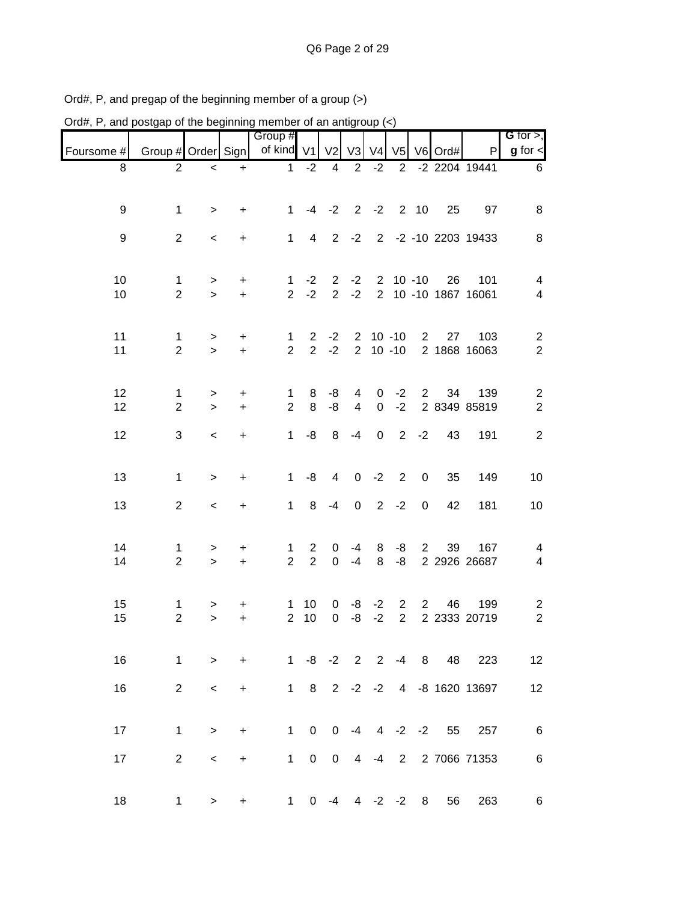Ord#, P, and pregap of the beginning member of a group (>)

Ord#, P, and postgap of the beginning member of an antigroup (<)

| Foursome # | Group # | Order | Sign | Group # of kind | V1 | V2 | V3 | V4 | V5 | V6 | Ord# | P | G for >, g for < |
|---|---|---|---|---|---|---|---|---|---|---|---|---|---|
| 8 | 2 | < | + | 1 | -2 | 4 | 2 | -2 | 2 | -2 | 2204 | 19441 | 6 |
| 9 | 1 | > | + | 1 | -4 | -2 | 2 | -2 | 2 | 10 | 25 | 97 | 8 |
| 9 | 2 | < | + | 1 | 4 | 2 | -2 | 2 | -2 | -10 | 2203 | 19433 | 8 |
| 10 | 1 | > | + | 1 | -2 | 2 | -2 | 2 | 10 | -10 | 26 | 101 | 4 |
| 10 | 2 | > | + | 2 | -2 | 2 | -2 | 2 | 10 | -10 | 1867 | 16061 | 4 |
| 11 | 1 | > | + | 1 | 2 | -2 | 2 | 10 | -10 | 2 | 27 | 103 | 2 |
| 11 | 2 | > | + | 2 | 2 | -2 | 2 | 10 | -10 | 2 | 1868 | 16063 | 2 |
| 12 | 1 | > | + | 1 | 8 | -8 | 4 | 0 | -2 | 2 | 34 | 139 | 2 |
| 12 | 2 | > | + | 2 | 8 | -8 | 4 | 0 | -2 | 2 | 8349 | 85819 | 2 |
| 12 | 3 | < | + | 1 | -8 | 8 | -4 | 0 | 2 | -2 | 43 | 191 | 2 |
| 13 | 1 | > | + | 1 | -8 | 4 | 0 | -2 | 2 | 0 | 35 | 149 | 10 |
| 13 | 2 | < | + | 1 | 8 | -4 | 0 | 2 | -2 | 0 | 42 | 181 | 10 |
| 14 | 1 | > | + | 1 | 2 | 0 | -4 | 8 | -8 | 2 | 39 | 167 | 4 |
| 14 | 2 | > | + | 2 | 2 | 0 | -4 | 8 | -8 | 2 | 2926 | 26687 | 4 |
| 15 | 1 | > | + | 1 | 10 | 0 | -8 | -2 | 2 | 2 | 46 | 199 | 2 |
| 15 | 2 | > | + | 2 | 10 | 0 | -8 | -2 | 2 | 2 | 2333 | 20719 | 2 |
| 16 | 1 | > | + | 1 | -8 | -2 | 2 | 2 | -4 | 8 | 48 | 223 | 12 |
| 16 | 2 | < | + | 1 | 8 | 2 | -2 | -2 | 4 | -8 | 1620 | 13697 | 12 |
| 17 | 1 | > | + | 1 | 0 | 0 | -4 | 4 | -2 | -2 | 55 | 257 | 6 |
| 17 | 2 | < | + | 1 | 0 | 0 | 4 | -4 | 2 | 2 | 7066 | 71353 | 6 |
| 18 | 1 | > | + | 1 | 0 | -4 | 4 | -2 | -2 | 8 | 56 | 263 | 6 |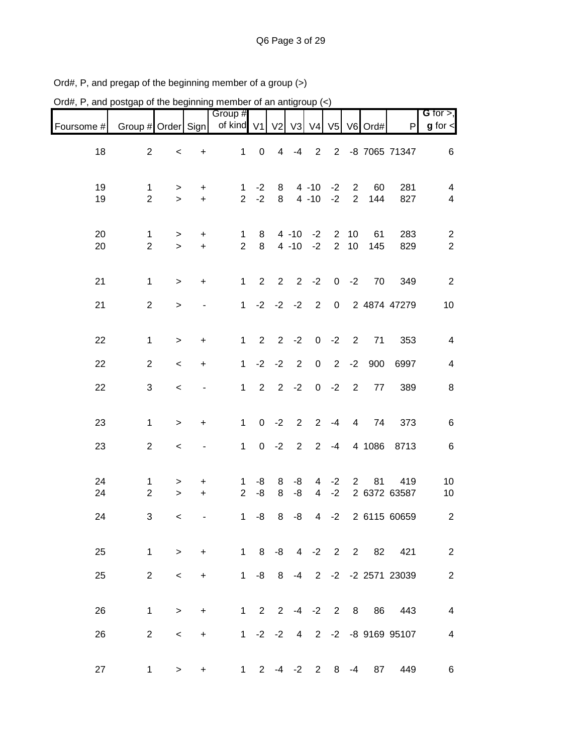Ord#, P, and pregap of the beginning member of a group (>)

Ord#, P, and postgap of the beginning member of an antigroup (<)

| Foursome # | Group # | Order | Sign | Group # of kind | V1 | V2 | V3 | V4 | V5 | V6 | Ord# | P | G for >, g for < |
|---|---|---|---|---|---|---|---|---|---|---|---|---|---|
| 18 | 2 | < | + | 1 | 0 | 4 | -4 | 2 | 2 | -8 | 7065 | 71347 | 6 |
| 19 | 1 | > | + | 1 | -2 | 8 | 4 | -10 | -2 | 2 | 60 | 281 | 4 |
| 19 | 2 | > | + | 2 | -2 | 8 | 4 | -10 | -2 | 2 | 144 | 827 | 4 |
| 20 | 1 | > | + | 1 | 8 | 4 | -10 | -2 | 2 | 10 | 61 | 283 | 2 |
| 20 | 2 | > | + | 2 | 8 | 4 | -10 | -2 | 2 | 10 | 145 | 829 | 2 |
| 21 | 1 | > | + | 1 | 2 | 2 | 2 | -2 | 0 | -2 | 70 | 349 | 2 |
| 21 | 2 | > | - | 1 | -2 | -2 | -2 | 2 | 0 | 2 | 4874 | 47279 | 10 |
| 22 | 1 | > | + | 1 | 2 | 2 | -2 | 0 | -2 | 2 | 71 | 353 | 4 |
| 22 | 2 | < | + | 1 | -2 | -2 | 2 | 0 | 2 | -2 | 900 | 6997 | 4 |
| 22 | 3 | < | - | 1 | 2 | 2 | -2 | 0 | -2 | 2 | 77 | 389 | 8 |
| 23 | 1 | > | + | 1 | 0 | -2 | 2 | 2 | -4 | 4 | 74 | 373 | 6 |
| 23 | 2 | < | - | 1 | 0 | -2 | 2 | 2 | -4 | 4 | 1086 | 8713 | 6 |
| 24 | 1 | > | + | 1 | -8 | 8 | -8 | 4 | -2 | 2 | 81 | 419 | 10 |
| 24 | 2 | > | + | 2 | -8 | 8 | -8 | 4 | -2 | 2 | 6372 | 63587 | 10 |
| 24 | 3 | < | - | 1 | -8 | 8 | -8 | 4 | -2 | 2 | 6115 | 60659 | 2 |
| 25 | 1 | > | + | 1 | 8 | -8 | 4 | -2 | 2 | 2 | 82 | 421 | 2 |
| 25 | 2 | < | + | 1 | -8 | 8 | -4 | 2 | -2 | -2 | 2571 | 23039 | 2 |
| 26 | 1 | > | + | 1 | 2 | 2 | -4 | -2 | 2 | 8 | 86 | 443 | 4 |
| 26 | 2 | < | + | 1 | -2 | -2 | 4 | 2 | -2 | -8 | 9169 | 95107 | 4 |
| 27 | 1 | > | + | 1 | 2 | -4 | -2 | 2 | 8 | -4 | 87 | 449 | 6 |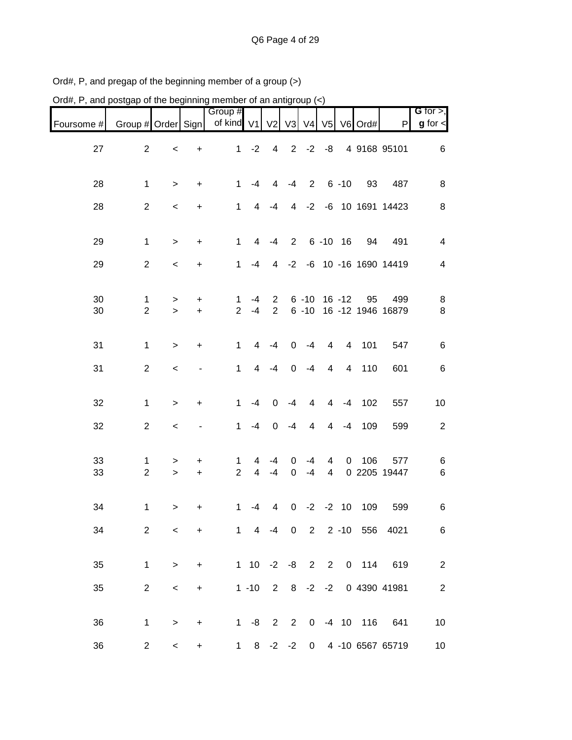Ord#, P, and pregap of the beginning member of a group (>)

Ord#, P, and postgap of the beginning member of an antigroup (<)

| Foursome # | Group # | Order | Sign | Group # of kind | V1 | V2 | V3 | V4 | V5 | V6 | Ord# | P | G for >, g for < |
|---|---|---|---|---|---|---|---|---|---|---|---|---|---|
| 27 | 2 | < | + | 1 | -2 | 4 | 2 | -2 | -8 | 4 | 9168 | 95101 | 6 |
| 28 | 1 | > | + | 1 | -4 | 4 | -4 | 2 | 6 | -10 | 93 | 487 | 8 |
| 28 | 2 | < | + | 1 | 4 | -4 | 4 | -2 | -6 | 10 | 1691 | 14423 | 8 |
| 29 | 1 | > | + | 1 | 4 | -4 | 2 | 6 | -10 | 16 | 94 | 491 | 4 |
| 29 | 2 | < | + | 1 | -4 | 4 | -2 | -6 | 10 | -16 | 1690 | 14419 | 4 |
| 30 | 1 | > | + | 1 | -4 | 2 | 6 | -10 | 16 | -12 | 95 | 499 | 8 |
| 30 | 2 | > | + | 2 | -4 | 2 | 6 | -10 | 16 | -12 | 1946 | 16879 | 8 |
| 31 | 1 | > | + | 1 | 4 | -4 | 0 | -4 | 4 | 4 | 101 | 547 | 6 |
| 31 | 2 | < | - | 1 | 4 | -4 | 0 | -4 | 4 | 4 | 110 | 601 | 6 |
| 32 | 1 | > | + | 1 | -4 | 0 | -4 | 4 | 4 | -4 | 102 | 557 | 10 |
| 32 | 2 | < | - | 1 | -4 | 0 | -4 | 4 | 4 | -4 | 109 | 599 | 2 |
| 33 | 1 | > | + | 1 | 4 | -4 | 0 | -4 | 4 | 0 | 106 | 577 | 6 |
| 33 | 2 | > | + | 2 | 4 | -4 | 0 | -4 | 4 | 0 | 2205 | 19447 | 6 |
| 34 | 1 | > | + | 1 | -4 | 4 | 0 | -2 | -2 | 10 | 109 | 599 | 6 |
| 34 | 2 | < | + | 1 | 4 | -4 | 0 | 2 | 2 | -10 | 556 | 4021 | 6 |
| 35 | 1 | > | + | 1 | 10 | -2 | -8 | 2 | 2 | 0 | 114 | 619 | 2 |
| 35 | 2 | < | + | 1 | -10 | 2 | 8 | -2 | -2 | 0 | 4390 | 41981 | 2 |
| 36 | 1 | > | + | 1 | -8 | 2 | 2 | 0 | -4 | 10 | 116 | 641 | 10 |
| 36 | 2 | < | + | 1 | 8 | -2 | -2 | 0 | 4 | -10 | 6567 | 65719 | 10 |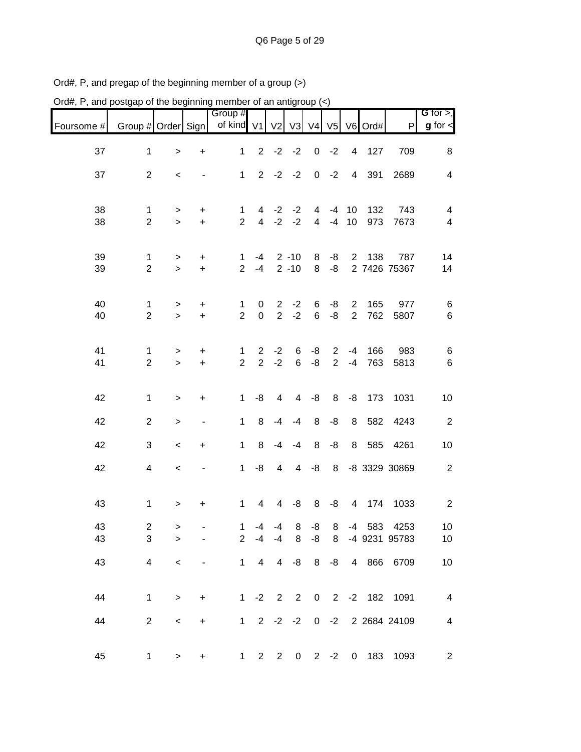Ord#, P, and pregap of the beginning member of a group (>)

Ord#, P, and postgap of the beginning member of an antigroup (<)

| Foursome # | Group # | Order | Sign | Group # of kind | V1 | V2 | V3 | V4 | V5 | V6 | Ord# | P | G for >, g for < |
|---|---|---|---|---|---|---|---|---|---|---|---|---|---|
| 37 | 1 | > | + | 1 | 2 | -2 | -2 | 0 | -2 | 4 | 127 | 709 | 8 |
| 37 | 2 | < | - | 1 | 2 | -2 | -2 | 0 | -2 | 4 | 391 | 2689 | 4 |
| 38 | 1 | > | + | 1 | 4 | -2 | -2 | 4 | -4 | 10 | 132 | 743 | 4 |
| 38 | 2 | > | + | 2 | 4 | -2 | -2 | 4 | -4 | 10 | 973 | 7673 | 4 |
| 39 | 1 | > | + | 1 | -4 | 2 | -10 | 8 | -8 | 2 | 138 | 787 | 14 |
| 39 | 2 | > | + | 2 | -4 | 2 | -10 | 8 | -8 | 2 | 7426 | 75367 | 14 |
| 40 | 1 | > | + | 1 | 0 | 2 | -2 | 6 | -8 | 2 | 165 | 977 | 6 |
| 40 | 2 | > | + | 2 | 0 | 2 | -2 | 6 | -8 | 2 | 762 | 5807 | 6 |
| 41 | 1 | > | + | 1 | 2 | -2 | 6 | -8 | 2 | -4 | 166 | 983 | 6 |
| 41 | 2 | > | + | 2 | 2 | -2 | 6 | -8 | 2 | -4 | 763 | 5813 | 6 |
| 42 | 1 | > | + | 1 | -8 | 4 | 4 | -8 | 8 | -8 | 173 | 1031 | 10 |
| 42 | 2 | > | - | 1 | 8 | -4 | -4 | 8 | -8 | 8 | 582 | 4243 | 2 |
| 42 | 3 | < | + | 1 | 8 | -4 | -4 | 8 | -8 | 8 | 585 | 4261 | 10 |
| 42 | 4 | < | - | 1 | -8 | 4 | 4 | -8 | 8 | -8 | 3329 | 30869 | 2 |
| 43 | 1 | > | + | 1 | 4 | 4 | -8 | 8 | -8 | 4 | 174 | 1033 | 2 |
| 43 | 2 | > | - | 1 | -4 | -4 | 8 | -8 | 8 | -4 | 583 | 4253 | 10 |
| 43 | 3 | > | - | 2 | -4 | -4 | 8 | -8 | 8 | -4 | 9231 | 95783 | 10 |
| 43 | 4 | < | - | 1 | 4 | 4 | -8 | 8 | -8 | 4 | 866 | 6709 | 10 |
| 44 | 1 | > | + | 1 | -2 | 2 | 2 | 0 | 2 | -2 | 182 | 1091 | 4 |
| 44 | 2 | < | + | 1 | 2 | -2 | -2 | 0 | -2 | 2 | 2684 | 24109 | 4 |
| 45 | 1 | > | + | 1 | 2 | 2 | 0 | 2 | -2 | 0 | 183 | 1093 | 2 |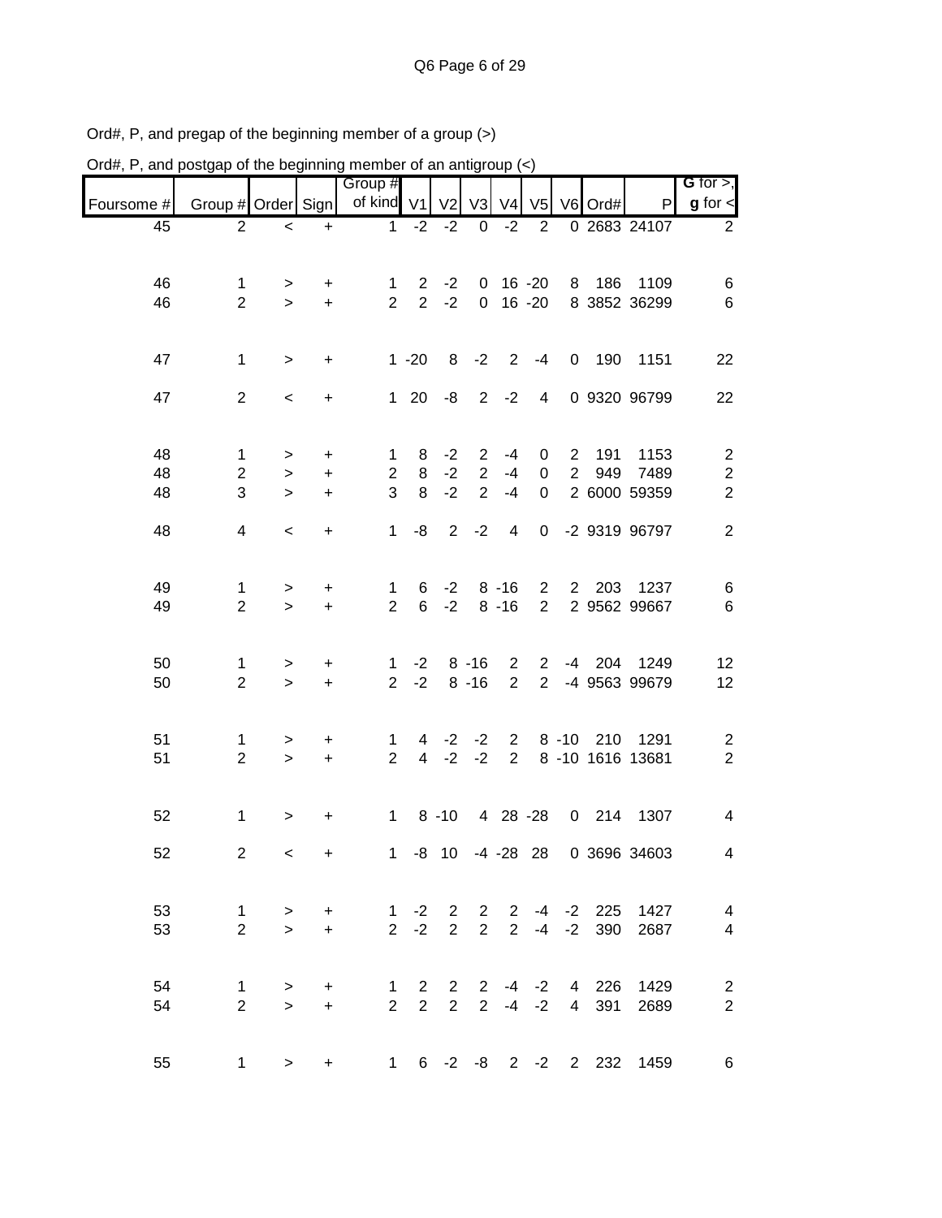Ord#, P, and pregap of the beginning member of a group (>)

Ord#, P, and postgap of the beginning member of an antigroup (<)

| Foursome # | Group # | Order | Sign | Group # of kind | V1 | V2 | V3 | V4 | V5 | V6 | Ord# | P | G for >, g for < |
|---|---|---|---|---|---|---|---|---|---|---|---|---|---|
| 45 | 2 | < | + | 1 | -2 | -2 | 0 | -2 | 2 | 0 | 2683 | 24107 | 2 |
| | | | | | | | | | | | | | |
| 46 | 1 | > | + | 1 | 2 | -2 | 0 | 16 | -20 | 8 | 186 | 1109 | 6 |
| 46 | 2 | > | + | 2 | 2 | -2 | 0 | 16 | -20 | 8 | 3852 | 36299 | 6 |
| | | | | | | | | | | | | | |
| 47 | 1 | > | + | 1 | -20 | 8 | -2 | 2 | -4 | 0 | 190 | 1151 | 22 |
| | | | | | | | | | | | | | |
| 47 | 2 | < | + | 1 | 20 | -8 | 2 | -2 | 4 | 0 | 9320 | 96799 | 22 |
| | | | | | | | | | | | | | |
| 48 | 1 | > | + | 1 | 8 | -2 | 2 | -4 | 0 | 2 | 191 | 1153 | 2 |
| 48 | 2 | > | + | 2 | 8 | -2 | 2 | -4 | 0 | 2 | 949 | 7489 | 2 |
| 48 | 3 | > | + | 3 | 8 | -2 | 2 | -4 | 0 | 2 | 6000 | 59359 | 2 |
| | | | | | | | | | | | | | |
| 48 | 4 | < | + | 1 | -8 | 2 | -2 | 4 | 0 | -2 | 9319 | 96797 | 2 |
| | | | | | | | | | | | | | |
| 49 | 1 | > | + | 1 | 6 | -2 | 8 | -16 | 2 | 2 | 203 | 1237 | 6 |
| 49 | 2 | > | + | 2 | 6 | -2 | 8 | -16 | 2 | 2 | 9562 | 99667 | 6 |
| | | | | | | | | | | | | | |
| 50 | 1 | > | + | 1 | -2 | 8 | -16 | 2 | 2 | -4 | 204 | 1249 | 12 |
| 50 | 2 | > | + | 2 | -2 | 8 | -16 | 2 | 2 | -4 | 9563 | 99679 | 12 |
| | | | | | | | | | | | | | |
| 51 | 1 | > | + | 1 | 4 | -2 | -2 | 2 | 8 | -10 | 210 | 1291 | 2 |
| 51 | 2 | > | + | 2 | 4 | -2 | -2 | 2 | 8 | -10 | 1616 | 13681 | 2 |
| | | | | | | | | | | | | | |
| 52 | 1 | > | + | 1 | 8 | -10 | 4 | 28 | -28 | 0 | 214 | 1307 | 4 |
| | | | | | | | | | | | | | |
| 52 | 2 | < | + | 1 | -8 | 10 | -4 | -28 | 28 | 0 | 3696 | 34603 | 4 |
| | | | | | | | | | | | | | |
| 53 | 1 | > | + | 1 | -2 | 2 | 2 | 2 | -4 | -2 | 225 | 1427 | 4 |
| 53 | 2 | > | + | 2 | -2 | 2 | 2 | 2 | -4 | -2 | 390 | 2687 | 4 |
| | | | | | | | | | | | | | |
| 54 | 1 | > | + | 1 | 2 | 2 | 2 | -4 | -2 | 4 | 226 | 1429 | 2 |
| 54 | 2 | > | + | 2 | 2 | 2 | 2 | -4 | -2 | 4 | 391 | 2689 | 2 |
| | | | | | | | | | | | | | |
| 55 | 1 | > | + | 1 | 6 | -2 | -8 | 2 | -2 | 2 | 232 | 1459 | 6 |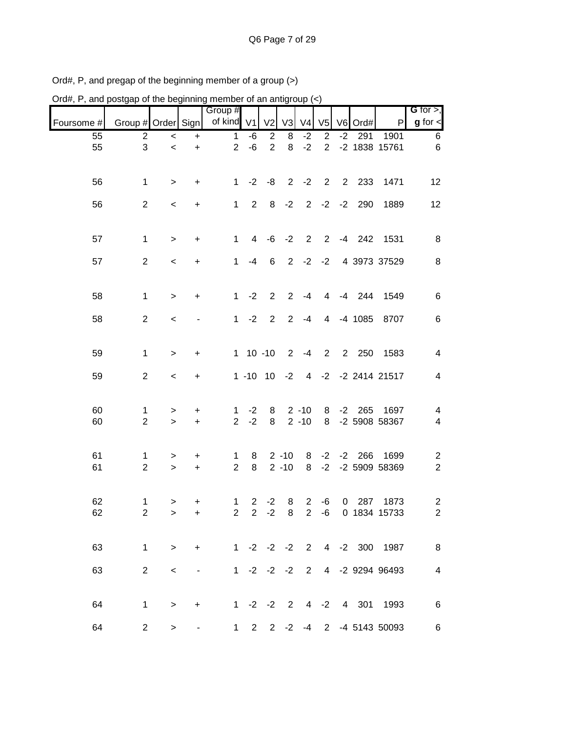Ord#, P, and pregap of the beginning member of a group (>)

Ord#, P, and postgap of the beginning member of an antigroup (<)

| Foursome # | Group # | Order | Sign | Group # of kind | V1 | V2 | V3 | V4 | V5 | V6 | Ord# | P | G for >, g for < |
|---|---|---|---|---|---|---|---|---|---|---|---|---|---|
| 55 | 2 | < | + | 1 | -6 | 2 | 8 | -2 | 2 | -2 | 291 | 1901 | 6 |
| 55 | 3 | < | + | 2 | -6 | 2 | 8 | -2 | 2 | -2 | 1838 | 15761 | 6 |
| 56 | 1 | > | + | 1 | -2 | -8 | 2 | -2 | 2 | 2 | 233 | 1471 | 12 |
| 56 | 2 | < | + | 1 | 2 | 8 | -2 | 2 | -2 | -2 | 290 | 1889 | 12 |
| 57 | 1 | > | + | 1 | 4 | -6 | -2 | 2 | 2 | -4 | 242 | 1531 | 8 |
| 57 | 2 | < | + | 1 | -4 | 6 | 2 | -2 | -2 | 4 | 3973 | 37529 | 8 |
| 58 | 1 | > | + | 1 | -2 | 2 | 2 | -4 | 4 | -4 | 244 | 1549 | 6 |
| 58 | 2 | < | - | 1 | -2 | 2 | 2 | -4 | 4 | -4 | 1085 | 8707 | 6 |
| 59 | 1 | > | + | 1 | 10 | -10 | 2 | -4 | 2 | 2 | 250 | 1583 | 4 |
| 59 | 2 | < | + | 1 | -10 | 10 | -2 | 4 | -2 | -2 | 2414 | 21517 | 4 |
| 60 | 1 | > | + | 1 | -2 | 8 | 2 | -10 | 8 | -2 | 265 | 1697 | 4 |
| 60 | 2 | > | + | 2 | -2 | 8 | 2 | -10 | 8 | -2 | 5908 | 58367 | 4 |
| 61 | 1 | > | + | 1 | 8 | 2 | -10 | 8 | -2 | -2 | 266 | 1699 | 2 |
| 61 | 2 | > | + | 2 | 8 | 2 | -10 | 8 | -2 | -2 | 5909 | 58369 | 2 |
| 62 | 1 | > | + | 1 | 2 | -2 | 8 | 2 | -6 | 0 | 287 | 1873 | 2 |
| 62 | 2 | > | + | 2 | 2 | -2 | 8 | 2 | -6 | 0 | 1834 | 15733 | 2 |
| 63 | 1 | > | + | 1 | -2 | -2 | -2 | 2 | 4 | -2 | 300 | 1987 | 8 |
| 63 | 2 | < | - | 1 | -2 | -2 | -2 | 2 | 4 | -2 | 9294 | 96493 | 4 |
| 64 | 1 | > | + | 1 | -2 | -2 | 2 | 4 | -2 | 4 | 301 | 1993 | 6 |
| 64 | 2 | > | - | 1 | 2 | 2 | -2 | -4 | 2 | -4 | 5143 | 50093 | 6 |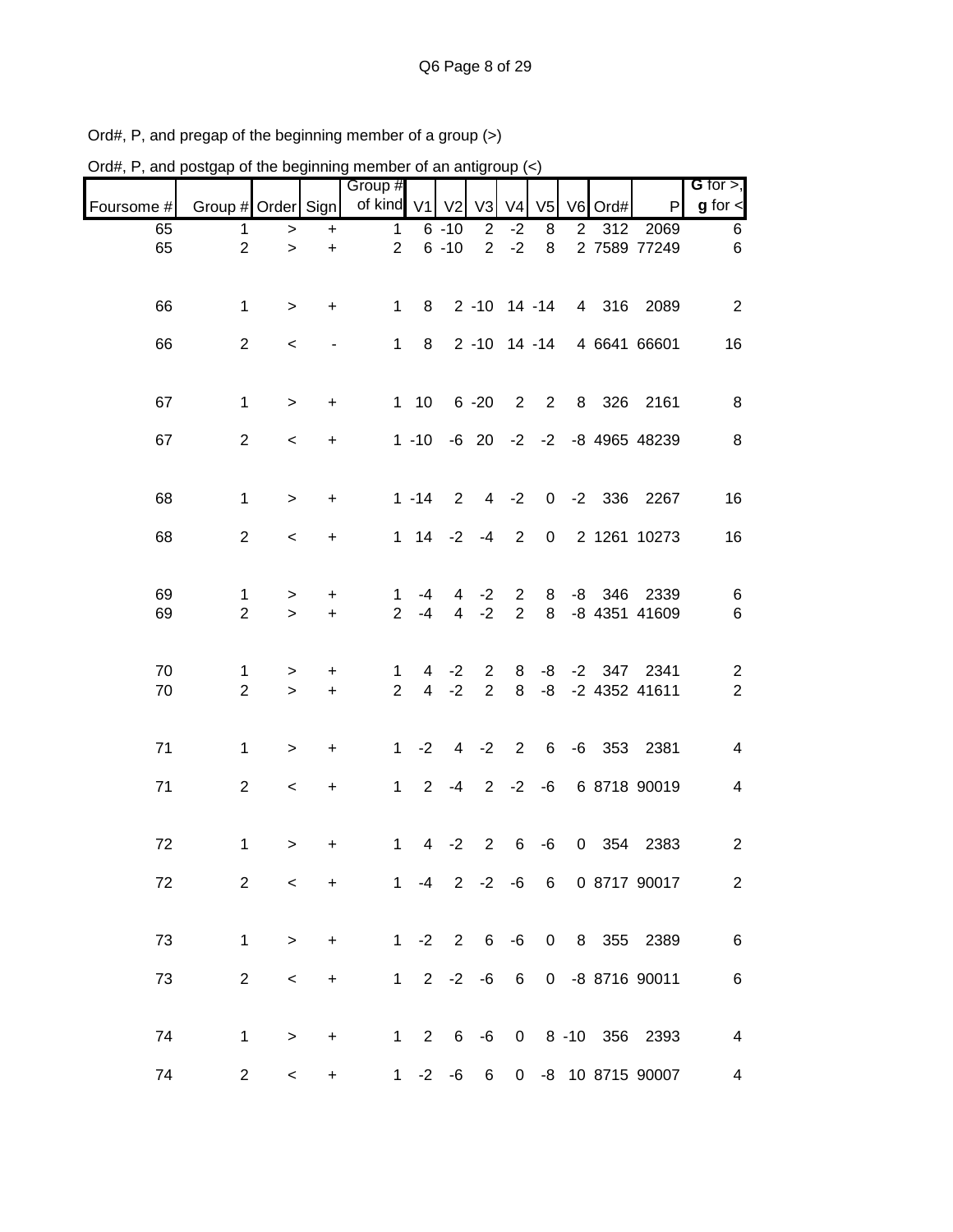Ord#, P, and pregap of the beginning member of a group (>)

Ord#, P, and postgap of the beginning member of an antigroup (<)

| Foursome # | Group # | Order | Sign | Group # of kind | V1 | V2 | V3 | V4 | V5 | V6 | Ord# | P | G for >, g for < |
|---|---|---|---|---|---|---|---|---|---|---|---|---|---|
| 65 | 1 | > | + | 1 | 6 | -10 | 2 | -2 | 8 | 2 | 312 | 2069 | 6 |
| 65 | 2 | > | + | 2 | 6 | -10 | 2 | -2 | 8 | 2 | 7589 | 77249 | 6 |
| 66 | 1 | > | + | 1 | 8 | 2 | -10 | 14 | -14 | 4 | 316 | 2089 | 2 |
| 66 | 2 | < | - | 1 | 8 | 2 | -10 | 14 | -14 | 4 | 6641 | 66601 | 16 |
| 67 | 1 | > | + | 1 | 10 | 6 | -20 | 2 | 2 | 8 | 326 | 2161 | 8 |
| 67 | 2 | < | + | 1 | -10 | -6 | 20 | -2 | -2 | -8 | 4965 | 48239 | 8 |
| 68 | 1 | > | + | 1 | -14 | 2 | 4 | -2 | 0 | -2 | 336 | 2267 | 16 |
| 68 | 2 | < | + | 1 | 14 | -2 | -4 | 2 | 0 | 2 | 1261 | 10273 | 16 |
| 69 | 1 | > | + | 1 | -4 | 4 | -2 | 2 | 8 | -8 | 346 | 2339 | 6 |
| 69 | 2 | > | + | 2 | -4 | 4 | -2 | 2 | 8 | -8 | 4351 | 41609 | 6 |
| 70 | 1 | > | + | 1 | 4 | -2 | 2 | 8 | -8 | -2 | 347 | 2341 | 2 |
| 70 | 2 | > | + | 2 | 4 | -2 | 2 | 8 | -8 | -2 | 4352 | 41611 | 2 |
| 71 | 1 | > | + | 1 | -2 | 4 | -2 | 2 | 6 | -6 | 353 | 2381 | 4 |
| 71 | 2 | < | + | 1 | 2 | -4 | 2 | -2 | -6 | 6 | 8718 | 90019 | 4 |
| 72 | 1 | > | + | 1 | 4 | -2 | 2 | 6 | -6 | 0 | 354 | 2383 | 2 |
| 72 | 2 | < | + | 1 | -4 | 2 | -2 | -6 | 6 | 0 | 8717 | 90017 | 2 |
| 73 | 1 | > | + | 1 | -2 | 2 | 6 | -6 | 0 | 8 | 355 | 2389 | 6 |
| 73 | 2 | < | + | 1 | 2 | -2 | -6 | 6 | 0 | -8 | 8716 | 90011 | 6 |
| 74 | 1 | > | + | 1 | 2 | 6 | -6 | 0 | 8 | -10 | 356 | 2393 | 4 |
| 74 | 2 | < | + | 1 | -2 | -6 | 6 | 0 | -8 | 10 | 8715 | 90007 | 4 |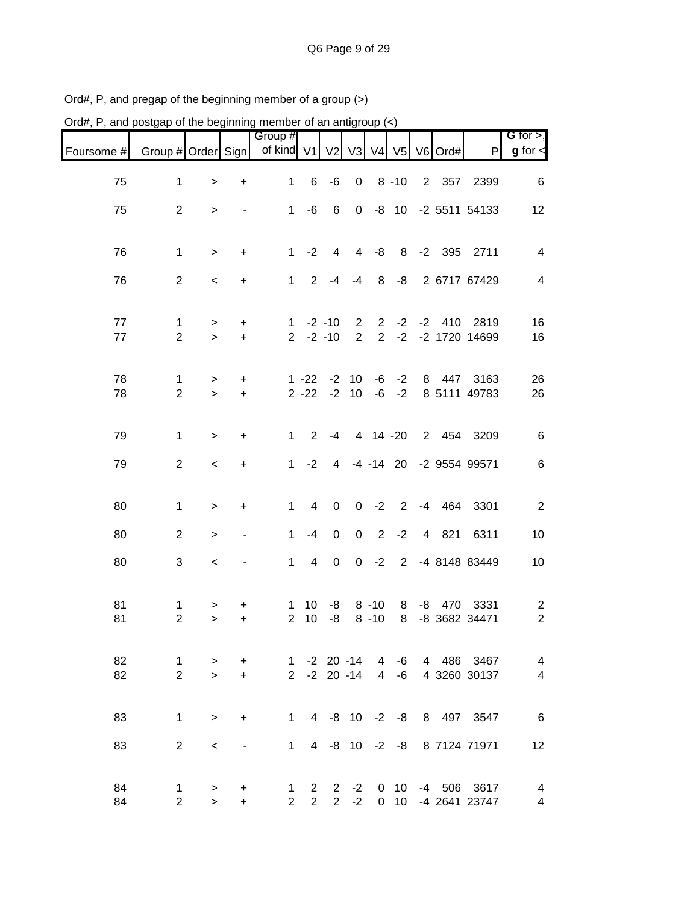Ord#, P, and pregap of the beginning member of a group (>)

Ord#, P, and postgap of the beginning member of an antigroup (<)

| Foursome # | Group # | Order | Sign | Group # of kind | V1 | V2 | V3 | V4 | V5 | V6 | Ord# | P | G for >, g for < |
|---|---|---|---|---|---|---|---|---|---|---|---|---|---|
| 75 | 1 | > | + | 1 | 6 | -6 | 0 | 8 | -10 | 2 | 357 | 2399 | 6 |
| 75 | 2 | > | - | 1 | -6 | 6 | 0 | -8 | 10 | -2 | 5511 | 54133 | 12 |
| 76 | 1 | > | + | 1 | -2 | 4 | 4 | -8 | 8 | -2 | 395 | 2711 | 4 |
| 76 | 2 | < | + | 1 | 2 | -4 | -4 | 8 | -8 | 2 | 6717 | 67429 | 4 |
| 77 | 1 | > | + | 1 | -2 | -10 | 2 | 2 | -2 | -2 | 410 | 2819 | 16 |
| 77 | 2 | > | + | 2 | -2 | -10 | 2 | 2 | -2 | -2 | 1720 | 14699 | 16 |
| 78 | 1 | > | + | 1 | -22 | -2 | 10 | -6 | -2 | 8 | 447 | 3163 | 26 |
| 78 | 2 | > | + | 2 | -22 | -2 | 10 | -6 | -2 | 8 | 5111 | 49783 | 26 |
| 79 | 1 | > | + | 1 | 2 | -4 | 4 | 14 | -20 | 2 | 454 | 3209 | 6 |
| 79 | 2 | < | + | 1 | -2 | 4 | -4 | -14 | 20 | -2 | 9554 | 99571 | 6 |
| 80 | 1 | > | + | 1 | 4 | 0 | 0 | -2 | 2 | -4 | 464 | 3301 | 2 |
| 80 | 2 | > | - | 1 | -4 | 0 | 0 | 2 | -2 | 4 | 821 | 6311 | 10 |
| 80 | 3 | < | - | 1 | 4 | 0 | 0 | -2 | 2 | -4 | 8148 | 83449 | 10 |
| 81 | 1 | > | + | 1 | 10 | -8 | 8 | -10 | 8 | -8 | 470 | 3331 | 2 |
| 81 | 2 | > | + | 2 | 10 | -8 | 8 | -10 | 8 | -8 | 3682 | 34471 | 2 |
| 82 | 1 | > | + | 1 | -2 | 20 | -14 | 4 | -6 | 4 | 486 | 3467 | 4 |
| 82 | 2 | > | + | 2 | -2 | 20 | -14 | 4 | -6 | 4 | 3260 | 30137 | 4 |
| 83 | 1 | > | + | 1 | 4 | -8 | 10 | -2 | -8 | 8 | 497 | 3547 | 6 |
| 83 | 2 | < | - | 1 | 4 | -8 | 10 | -2 | -8 | 8 | 7124 | 71971 | 12 |
| 84 | 1 | > | + | 1 | 2 | 2 | -2 | 0 | 10 | -4 | 506 | 3617 | 4 |
| 84 | 2 | > | + | 2 | 2 | 2 | -2 | 0 | 10 | -4 | 2641 | 23747 | 4 |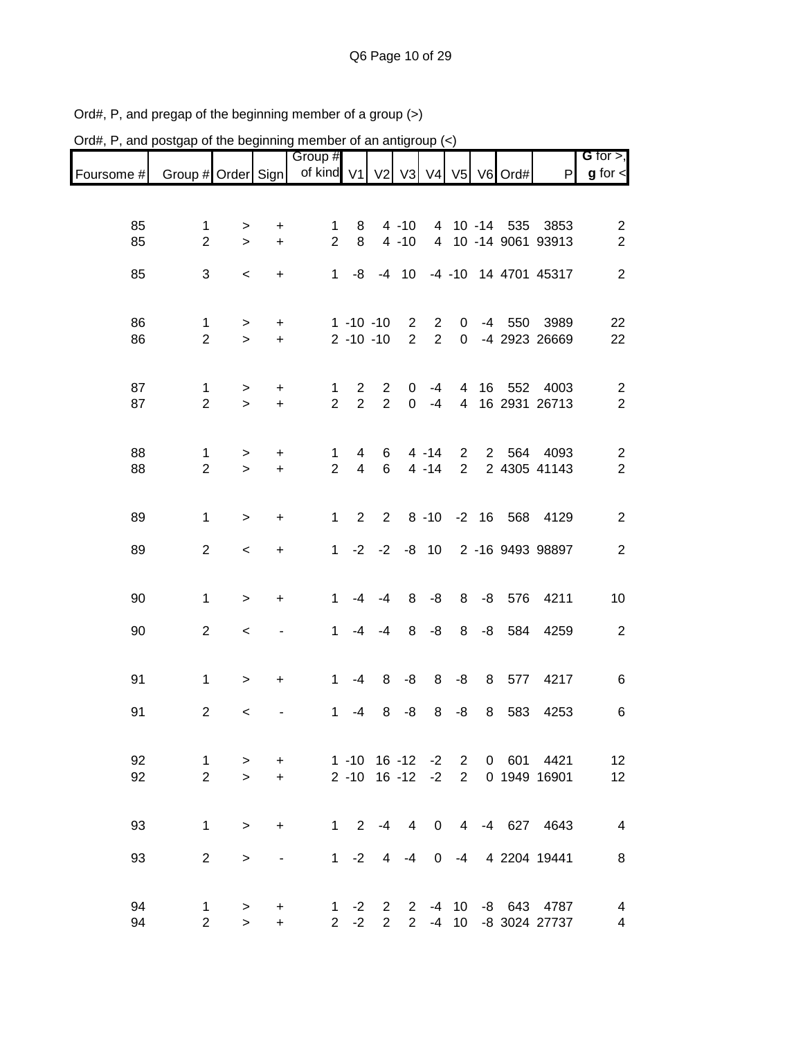Ord#, P, and pregap of the beginning member of a group (>)

Ord#, P, and postgap of the beginning member of an antigroup (<)

| Foursome # | Group # | Order | Sign | Group # of kind | V1 | V2 | V3 | V4 | V5 | V6 | Ord# | P | **G** for >, **g** for < |
|---|---|---|---|---|---|---|---|---|---|---|---|---|---|
| 85 | 1 | > | + | 1 | 8 | 4 | -10 | 4 | 10 | -14 | 535 | 3853 | 2 |
| 85 | 2 | > | + | 2 | 8 | 4 | -10 | 4 | 10 | -14 | 9061 | 93913 | 2 |
| 85 | 3 | < | + | 1 | -8 | -4 | 10 | -4 | -10 | 14 | 4701 | 45317 | 2 |
| 86 | 1 | > | + | 1 | -10 | -10 | 2 | 2 | 0 | -4 | 550 | 3989 | 22 |
| 86 | 2 | > | + | 2 | -10 | -10 | 2 | 2 | 0 | -4 | 2923 | 26669 | 22 |
| 87 | 1 | > | + | 1 | 2 | 2 | 0 | -4 | 4 | 16 | 552 | 4003 | 2 |
| 87 | 2 | > | + | 2 | 2 | 2 | 0 | -4 | 4 | 16 | 2931 | 26713 | 2 |
| 88 | 1 | > | + | 1 | 4 | 6 | 4 | -14 | 2 | 2 | 564 | 4093 | 2 |
| 88 | 2 | > | + | 2 | 4 | 6 | 4 | -14 | 2 | 2 | 4305 | 41143 | 2 |
| 89 | 1 | > | + | 1 | 2 | 2 | 8 | -10 | -2 | 16 | 568 | 4129 | 2 |
| 89 | 2 | < | + | 1 | -2 | -2 | -8 | 10 | 2 | -16 | 9493 | 98897 | 2 |
| 90 | 1 | > | + | 1 | -4 | -4 | 8 | -8 | 8 | -8 | 576 | 4211 | 10 |
| 90 | 2 | < | - | 1 | -4 | -4 | 8 | -8 | 8 | -8 | 584 | 4259 | 2 |
| 91 | 1 | > | + | 1 | -4 | 8 | -8 | 8 | -8 | 8 | 577 | 4217 | 6 |
| 91 | 2 | < | - | 1 | -4 | 8 | -8 | 8 | -8 | 8 | 583 | 4253 | 6 |
| 92 | 1 | > | + | 1 | -10 | 16 | -12 | -2 | 2 | 0 | 601 | 4421 | 12 |
| 92 | 2 | > | + | 2 | -10 | 16 | -12 | -2 | 2 | 0 | 1949 | 16901 | 12 |
| 93 | 1 | > | + | 1 | 2 | -4 | 4 | 0 | 4 | -4 | 627 | 4643 | 4 |
| 93 | 2 | > | - | 1 | -2 | 4 | -4 | 0 | -4 | 4 | 2204 | 19441 | 8 |
| 94 | 1 | > | + | 1 | -2 | 2 | 2 | -4 | 10 | -8 | 643 | 4787 | 4 |
| 94 | 2 | > | + | 2 | -2 | 2 | 2 | -4 | 10 | -8 | 3024 | 27737 | 4 |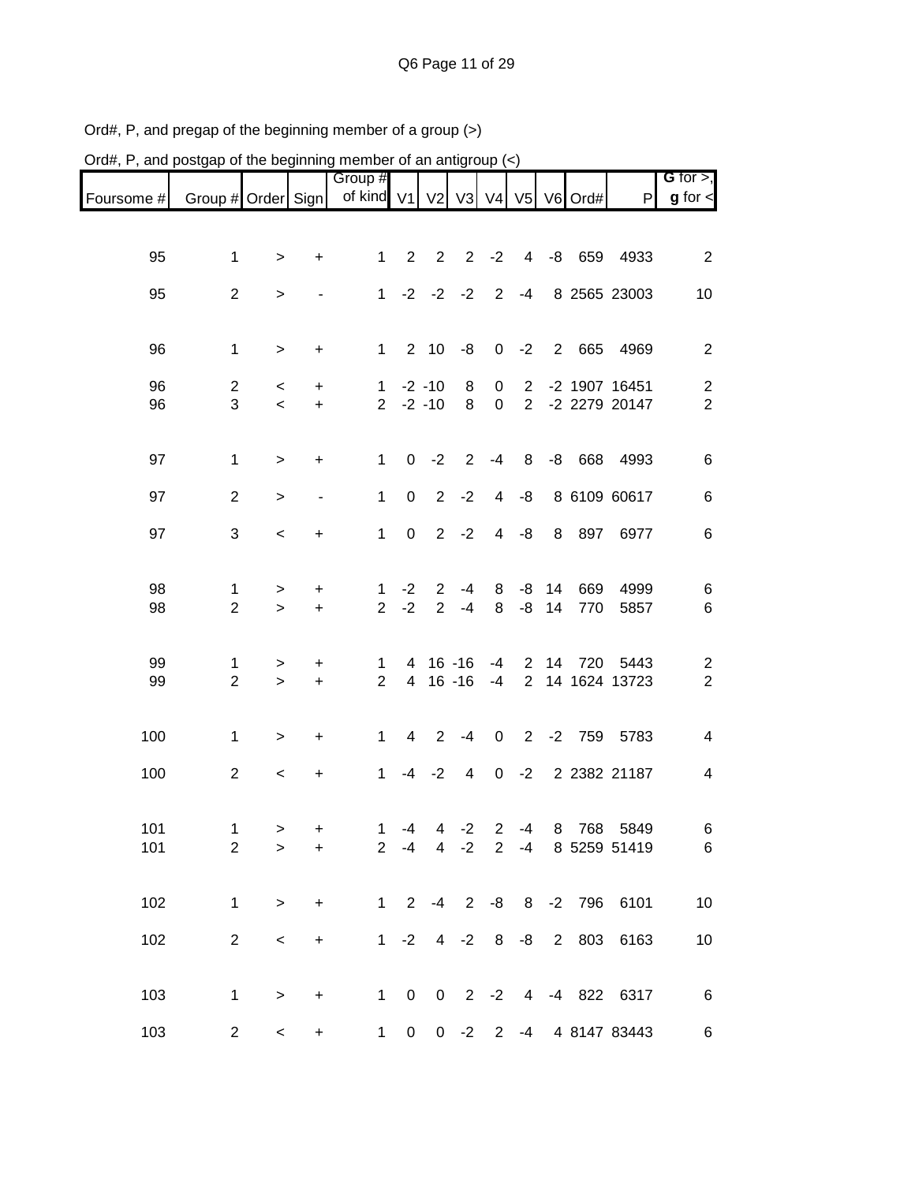Ord#, P, and pregap of the beginning member of a group (>)

Ord#, P, and postgap of the beginning member of an antigroup (<)

| Foursome # | Group # | Order | Sign | Group # of kind | V1 | V2 | V3 | V4 | V5 | V6 | Ord# | P | G for >, g for < |
|---|---|---|---|---|---|---|---|---|---|---|---|---|---|
| 95 | 1 | > | + | 1 | 2 | 2 | 2 | -2 | 4 | -8 | 659 | 4933 | 2 |
| 95 | 2 | > | - | 1 | -2 | -2 | -2 | 2 | -4 | 8 | 2565 | 23003 | 10 |
| 96 | 1 | > | + | 1 | 2 | 10 | -8 | 0 | -2 | 2 | 665 | 4969 | 2 |
| 96 | 2 | < | + | 1 | -2 | -10 | 8 | 0 | 2 | -2 | 1907 | 16451 | 2 |
| 96 | 3 | < | + | 2 | -2 | -10 | 8 | 0 | 2 | -2 | 2279 | 20147 | 2 |
| 97 | 1 | > | + | 1 | 0 | -2 | 2 | -4 | 8 | -8 | 668 | 4993 | 6 |
| 97 | 2 | > | - | 1 | 0 | 2 | -2 | 4 | -8 | 8 | 6109 | 60617 | 6 |
| 97 | 3 | < | + | 1 | 0 | 2 | -2 | 4 | -8 | 8 | 897 | 6977 | 6 |
| 98 | 1 | > | + | 1 | -2 | 2 | -4 | 8 | -8 | 14 | 669 | 4999 | 6 |
| 98 | 2 | > | + | 2 | -2 | 2 | -4 | 8 | -8 | 14 | 770 | 5857 | 6 |
| 99 | 1 | > | + | 1 | 4 | 16 | -16 | -4 | 2 | 14 | 720 | 5443 | 2 |
| 99 | 2 | > | + | 2 | 4 | 16 | -16 | -4 | 2 | 14 | 1624 | 13723 | 2 |
| 100 | 1 | > | + | 1 | 4 | 2 | -4 | 0 | 2 | -2 | 759 | 5783 | 4 |
| 100 | 2 | < | + | 1 | -4 | -2 | 4 | 0 | -2 | 2 | 2382 | 21187 | 4 |
| 101 | 1 | > | + | 1 | -4 | 4 | -2 | 2 | -4 | 8 | 768 | 5849 | 6 |
| 101 | 2 | > | + | 2 | -4 | 4 | -2 | 2 | -4 | 8 | 5259 | 51419 | 6 |
| 102 | 1 | > | + | 1 | 2 | -4 | 2 | -8 | 8 | -2 | 796 | 6101 | 10 |
| 102 | 2 | < | + | 1 | -2 | 4 | -2 | 8 | -8 | 2 | 803 | 6163 | 10 |
| 103 | 1 | > | + | 1 | 0 | 0 | 2 | -2 | 4 | -4 | 822 | 6317 | 6 |
| 103 | 2 | < | + | 1 | 0 | 0 | -2 | 2 | -4 | 4 | 8147 | 83443 | 6 |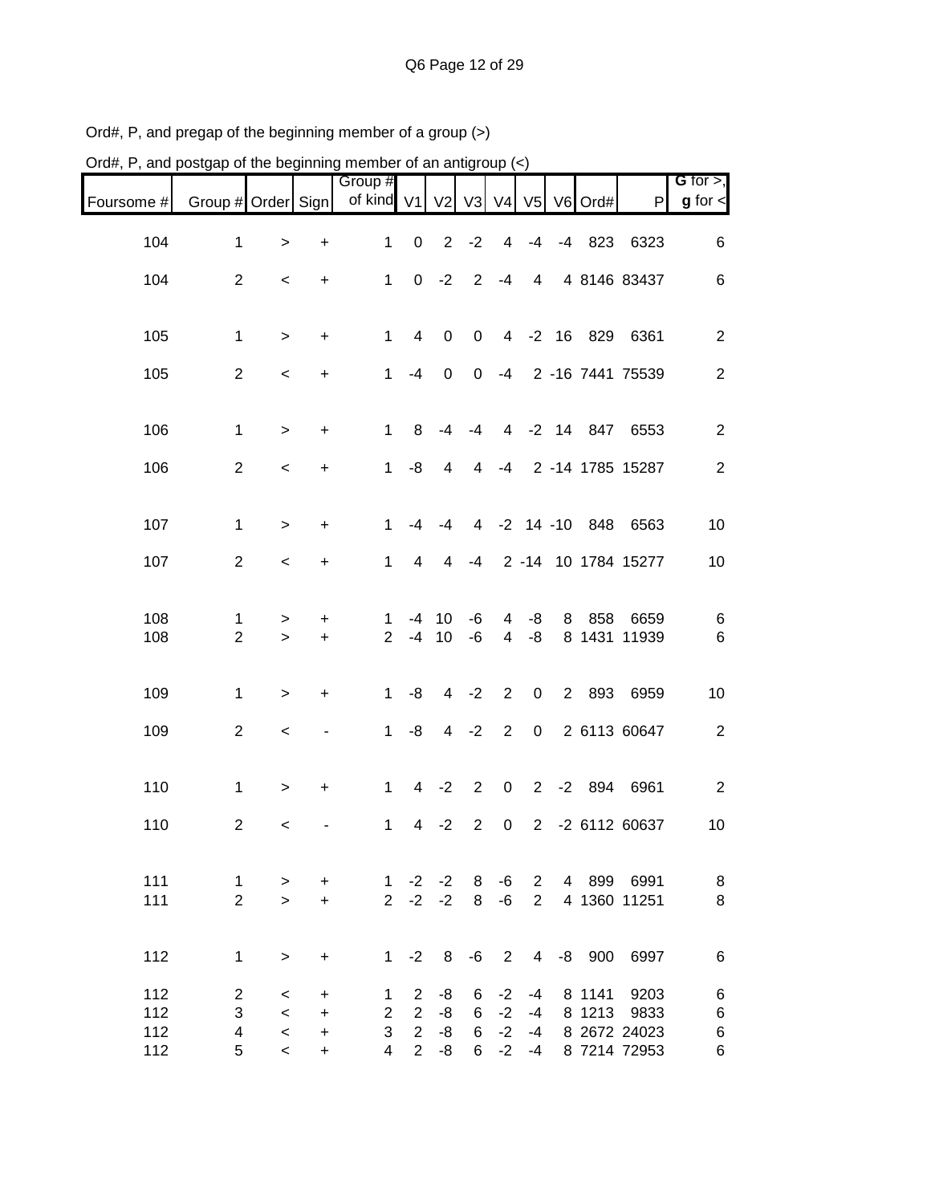Ord#, P, and pregap of the beginning member of a group (>)

Ord#, P, and postgap of the beginning member of an antigroup (<)

| Foursome # | Group # | Order | Sign | Group # of kind | V1 | V2 | V3 | V4 | V5 | V6 | Ord# | P | G for >, g for < |
|---|---|---|---|---|---|---|---|---|---|---|---|---|---|
| 104 | 1 | > | + | 1 | 0 | 2 | -2 | 4 | -4 | -4 | 823 | 6323 | 6 |
| 104 | 2 | < | + | 1 | 0 | -2 | 2 | -4 | 4 | 4 | 8146 | 83437 | 6 |
| 105 | 1 | > | + | 1 | 4 | 0 | 0 | 4 | -2 | 16 | 829 | 6361 | 2 |
| 105 | 2 | < | + | 1 | -4 | 0 | 0 | -4 | 2 | -16 | 7441 | 75539 | 2 |
| 106 | 1 | > | + | 1 | 8 | -4 | -4 | 4 | -2 | 14 | 847 | 6553 | 2 |
| 106 | 2 | < | + | 1 | -8 | 4 | 4 | -4 | 2 | -14 | 1785 | 15287 | 2 |
| 107 | 1 | > | + | 1 | -4 | -4 | 4 | -2 | 14 | -10 | 848 | 6563 | 10 |
| 107 | 2 | < | + | 1 | 4 | 4 | -4 | 2 | -14 | 10 | 1784 | 15277 | 10 |
| 108 | 1 | > | + | 1 | -4 | 10 | -6 | 4 | -8 | 8 | 858 | 6659 | 6 |
| 108 | 2 | > | + | 2 | -4 | 10 | -6 | 4 | -8 | 8 | 1431 | 11939 | 6 |
| 109 | 1 | > | + | 1 | -8 | 4 | -2 | 2 | 0 | 2 | 893 | 6959 | 10 |
| 109 | 2 | < | - | 1 | -8 | 4 | -2 | 2 | 0 | 2 | 6113 | 60647 | 2 |
| 110 | 1 | > | + | 1 | 4 | -2 | 2 | 0 | 2 | -2 | 894 | 6961 | 2 |
| 110 | 2 | < | - | 1 | 4 | -2 | 2 | 0 | 2 | -2 | 6112 | 60637 | 10 |
| 111 | 1 | > | + | 1 | -2 | -2 | 8 | -6 | 2 | 4 | 899 | 6991 | 8 |
| 111 | 2 | > | + | 2 | -2 | -2 | 8 | -6 | 2 | 4 | 1360 | 11251 | 8 |
| 112 | 1 | > | + | 1 | -2 | 8 | -6 | 2 | 4 | -8 | 900 | 6997 | 6 |
| 112 | 2 | < | + | 1 | 2 | -8 | 6 | -2 | -4 | 8 | 1141 | 9203 | 6 |
| 112 | 3 | < | + | 2 | 2 | -8 | 6 | -2 | -4 | 8 | 1213 | 9833 | 6 |
| 112 | 4 | < | + | 3 | 2 | -8 | 6 | -2 | -4 | 8 | 2672 | 24023 | 6 |
| 112 | 5 | < | + | 4 | 2 | -8 | 6 | -2 | -4 | 8 | 7214 | 72953 | 6 |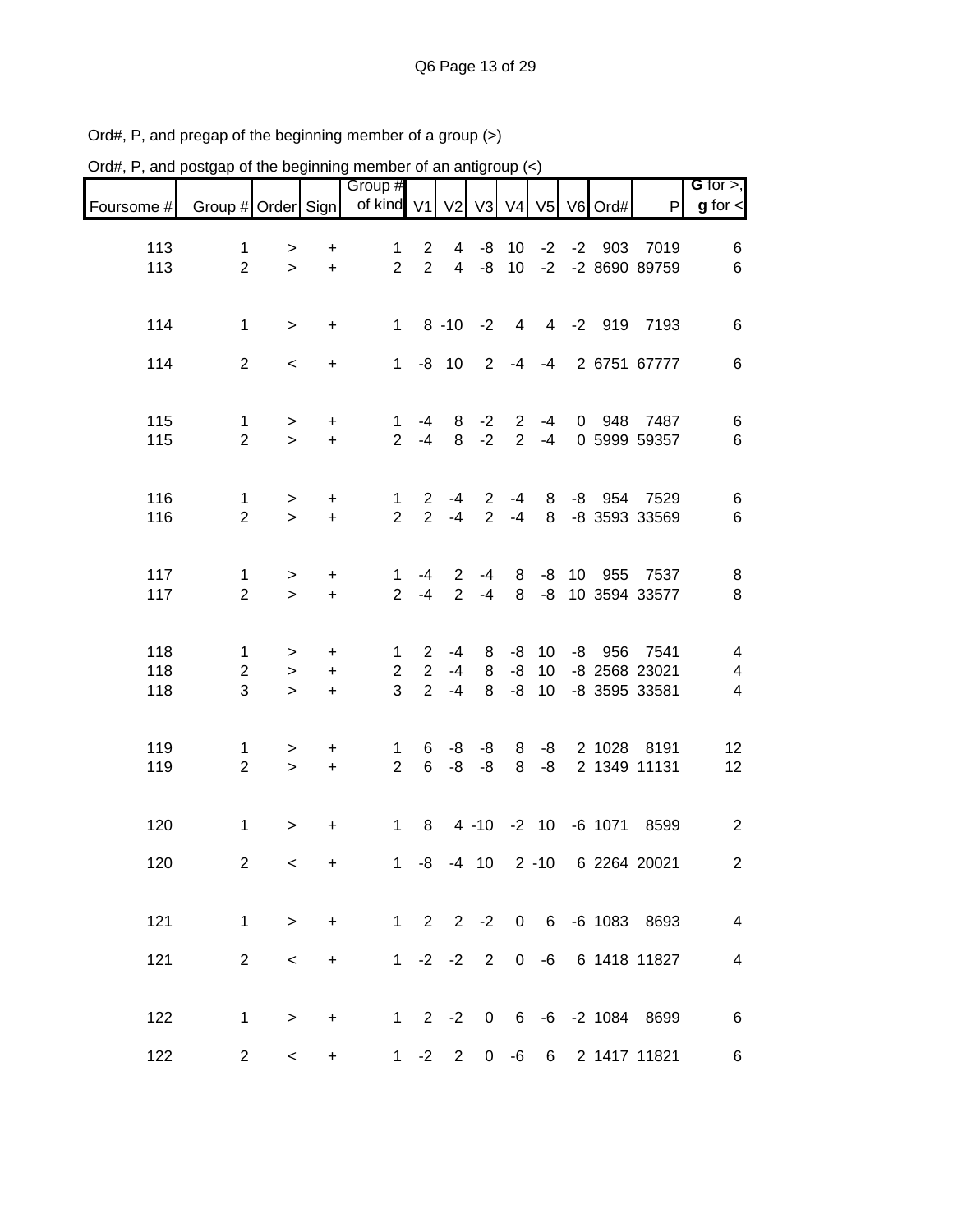Ord#, P, and pregap of the beginning member of a group (>)

Ord#, P, and postgap of the beginning member of an antigroup (<)

| Foursome # | Group # | Order | Sign | Group # of kind | V1 | V2 | V3 | V4 | V5 | V6 | Ord# | P | G for >, g for < |
|---|---|---|---|---|---|---|---|---|---|---|---|---|---|
| 113 | 1 | > | + | 1 | 2 | 4 | -8 | 10 | -2 | -2 | 903 | 7019 | 6 |
| 113 | 2 | > | + | 2 | 2 | 4 | -8 | 10 | -2 | -2 | 8690 | 89759 | 6 |
| 114 | 1 | > | + | 1 | 8 | -10 | -2 | 4 | 4 | -2 | 919 | 7193 | 6 |
| 114 | 2 | < | + | 1 | -8 | 10 | 2 | -4 | -4 | 2 | 6751 | 67777 | 6 |
| 115 | 1 | > | + | 1 | -4 | 8 | -2 | 2 | -4 | 0 | 948 | 7487 | 6 |
| 115 | 2 | > | + | 2 | -4 | 8 | -2 | 2 | -4 | 0 | 5999 | 59357 | 6 |
| 116 | 1 | > | + | 1 | 2 | -4 | 2 | -4 | 8 | -8 | 954 | 7529 | 6 |
| 116 | 2 | > | + | 2 | 2 | -4 | 2 | -4 | 8 | -8 | 3593 | 33569 | 6 |
| 117 | 1 | > | + | 1 | -4 | 2 | -4 | 8 | -8 | 10 | 955 | 7537 | 8 |
| 117 | 2 | > | + | 2 | -4 | 2 | -4 | 8 | -8 | 10 | 3594 | 33577 | 8 |
| 118 | 1 | > | + | 1 | 2 | -4 | 8 | -8 | 10 | -8 | 956 | 7541 | 4 |
| 118 | 2 | > | + | 2 | 2 | -4 | 8 | -8 | 10 | -8 | 2568 | 23021 | 4 |
| 118 | 3 | > | + | 3 | 2 | -4 | 8 | -8 | 10 | -8 | 3595 | 33581 | 4 |
| 119 | 1 | > | + | 1 | 6 | -8 | -8 | 8 | -8 | 2 | 1028 | 8191 | 12 |
| 119 | 2 | > | + | 2 | 6 | -8 | -8 | 8 | -8 | 2 | 1349 | 11131 | 12 |
| 120 | 1 | > | + | 1 | 8 | 4 | -10 | -2 | 10 | -6 | 1071 | 8599 | 2 |
| 120 | 2 | < | + | 1 | -8 | -4 | 10 | 2 | -10 | 6 | 2264 | 20021 | 2 |
| 121 | 1 | > | + | 1 | 2 | 2 | -2 | 0 | 6 | -6 | 1083 | 8693 | 4 |
| 121 | 2 | < | + | 1 | -2 | -2 | 2 | 0 | -6 | 6 | 1418 | 11827 | 4 |
| 122 | 1 | > | + | 1 | 2 | -2 | 0 | 6 | -6 | -2 | 1084 | 8699 | 6 |
| 122 | 2 | < | + | 1 | -2 | 2 | 0 | -6 | 6 | 2 | 1417 | 11821 | 6 |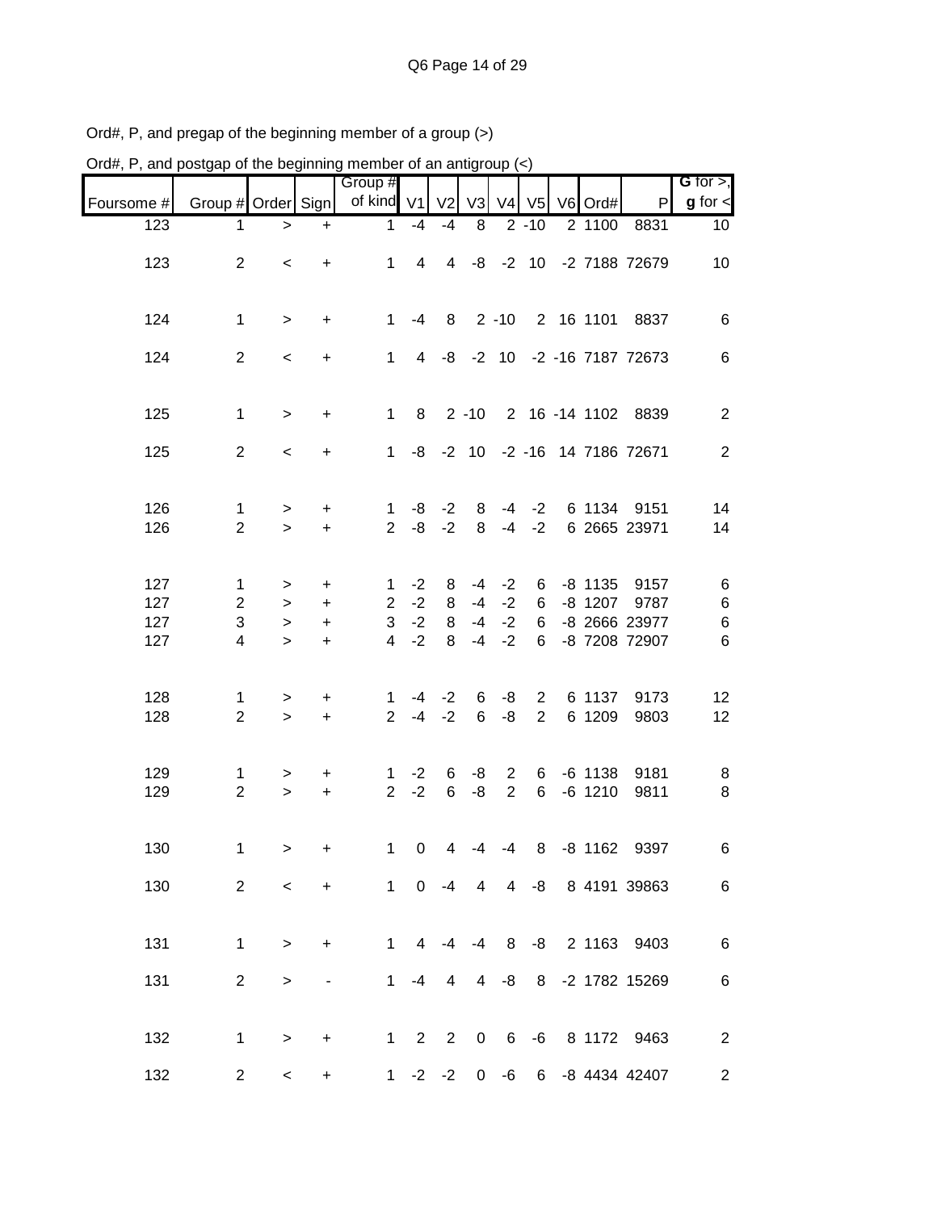Ord#, P, and pregap of the beginning member of a group (>)

Ord#, P, and postgap of the beginning member of an antigroup (<)

| Foursome # | Group # | Order | Sign | Group # of kind | V1 | V2 | V3 | V4 | V5 | V6 | Ord# | P | **G** for >, **g** for < |
|---|---|---|---|---|---|---|---|---|---|---|---|---|---|
| 123 | 1 | > | + | 1 | -4 | -4 | 8 | 2 | -10 | 2 | 1100 | 8831 | 10 |
| 123 | 2 | < | + | 1 | 4 | 4 | -8 | -2 | 10 | -2 | 7188 | 72679 | 10 |
| 124 | 1 | > | + | 1 | -4 | 8 | 2 | -10 | 2 | 16 | 1101 | 8837 | 6 |
| 124 | 2 | < | + | 1 | 4 | -8 | -2 | 10 | -2 | -16 | 7187 | 72673 | 6 |
| 125 | 1 | > | + | 1 | 8 | 2 | -10 | 2 | 16 | -14 | 1102 | 8839 | 2 |
| 125 | 2 | < | + | 1 | -8 | -2 | 10 | -2 | -16 | 14 | 7186 | 72671 | 2 |
| 126 | 1 | > | + | 1 | -8 | -2 | 8 | -4 | -2 | 6 | 1134 | 9151 | 14 |
| 126 | 2 | > | + | 2 | -8 | -2 | 8 | -4 | -2 | 6 | 2665 | 23971 | 14 |
| 127 | 1 | > | + | 1 | -2 | 8 | -4 | -2 | 6 | -8 | 1135 | 9157 | 6 |
| 127 | 2 | > | + | 2 | -2 | 8 | -4 | -2 | 6 | -8 | 1207 | 9787 | 6 |
| 127 | 3 | > | + | 3 | -2 | 8 | -4 | -2 | 6 | -8 | 2666 | 23977 | 6 |
| 127 | 4 | > | + | 4 | -2 | 8 | -4 | -2 | 6 | -8 | 7208 | 72907 | 6 |
| 128 | 1 | > | + | 1 | -4 | -2 | 6 | -8 | 2 | 6 | 1137 | 9173 | 12 |
| 128 | 2 | > | + | 2 | -4 | -2 | 6 | -8 | 2 | 6 | 1209 | 9803 | 12 |
| 129 | 1 | > | + | 1 | -2 | 6 | -8 | 2 | 6 | -6 | 1138 | 9181 | 8 |
| 129 | 2 | > | + | 2 | -2 | 6 | -8 | 2 | 6 | -6 | 1210 | 9811 | 8 |
| 130 | 1 | > | + | 1 | 0 | 4 | -4 | -4 | 8 | -8 | 1162 | 9397 | 6 |
| 130 | 2 | < | + | 1 | 0 | -4 | 4 | 4 | -8 | 8 | 4191 | 39863 | 6 |
| 131 | 1 | > | + | 1 | 4 | -4 | -4 | 8 | -8 | 2 | 1163 | 9403 | 6 |
| 131 | 2 | > | - | 1 | -4 | 4 | 4 | -8 | 8 | -2 | 1782 | 15269 | 6 |
| 132 | 1 | > | + | 1 | 2 | 2 | 0 | 6 | -6 | 8 | 1172 | 9463 | 2 |
| 132 | 2 | < | + | 1 | -2 | -2 | 0 | -6 | 6 | -8 | 4434 | 42407 | 2 |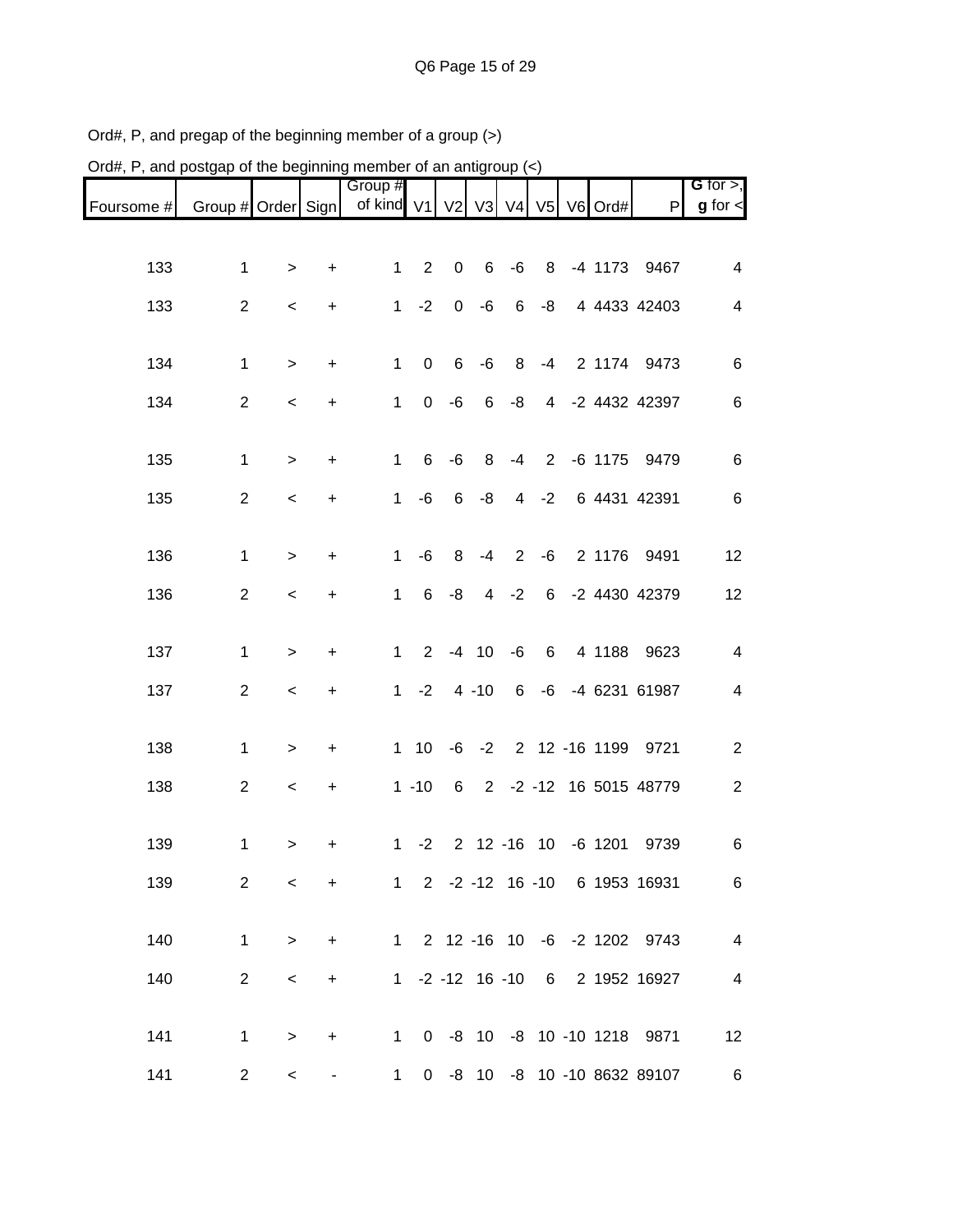Ord#, P, and pregap of the beginning member of a group (>)

Ord#, P, and postgap of the beginning member of an antigroup (<)

| Foursome # | Group # | Order | Sign | Group # of kind | V1 | V2 | V3 | V4 | V5 | V6 | Ord# | P | G for >, g for < |
|---|---|---|---|---|---|---|---|---|---|---|---|---|---|
| 133 | 1 | > | + | 1 | 2 | 0 | 6 | -6 | 8 | -4 | 1173 | 9467 | 4 |
| 133 | 2 | < | + | 1 | -2 | 0 | -6 | 6 | -8 | 4 | 4433 | 42403 | 4 |
| 134 | 1 | > | + | 1 | 0 | 6 | -6 | 8 | -4 | 2 | 1174 | 9473 | 6 |
| 134 | 2 | < | + | 1 | 0 | -6 | 6 | -8 | 4 | -2 | 4432 | 42397 | 6 |
| 135 | 1 | > | + | 1 | 6 | -6 | 8 | -4 | 2 | -6 | 1175 | 9479 | 6 |
| 135 | 2 | < | + | 1 | -6 | 6 | -8 | 4 | -2 | 6 | 4431 | 42391 | 6 |
| 136 | 1 | > | + | 1 | -6 | 8 | -4 | 2 | -6 | 2 | 1176 | 9491 | 12 |
| 136 | 2 | < | + | 1 | 6 | -8 | 4 | -2 | 6 | -2 | 4430 | 42379 | 12 |
| 137 | 1 | > | + | 1 | 2 | -4 | 10 | -6 | 6 | 4 | 1188 | 9623 | 4 |
| 137 | 2 | < | + | 1 | -2 | 4 | -10 | 6 | -6 | -4 | 6231 | 61987 | 4 |
| 138 | 1 | > | + | 1 | 10 | -6 | -2 | 2 | 12 | -16 | 1199 | 9721 | 2 |
| 138 | 2 | < | + | 1 | -10 | 6 | 2 | -2 | -12 | 16 | 5015 | 48779 | 2 |
| 139 | 1 | > | + | 1 | -2 | 2 | 12 | -16 | 10 | -6 | 1201 | 9739 | 6 |
| 139 | 2 | < | + | 1 | 2 | -2 | -12 | 16 | -10 | 6 | 1953 | 16931 | 6 |
| 140 | 1 | > | + | 1 | 2 | 12 | -16 | 10 | -6 | -2 | 1202 | 9743 | 4 |
| 140 | 2 | < | + | 1 | -2 | -12 | 16 | -10 | 6 | 2 | 1952 | 16927 | 4 |
| 141 | 1 | > | + | 1 | 0 | -8 | 10 | -8 | 10 | -10 | 1218 | 9871 | 12 |
| 141 | 2 | < | - | 1 | 0 | -8 | 10 | -8 | 10 | -10 | 8632 | 89107 | 6 |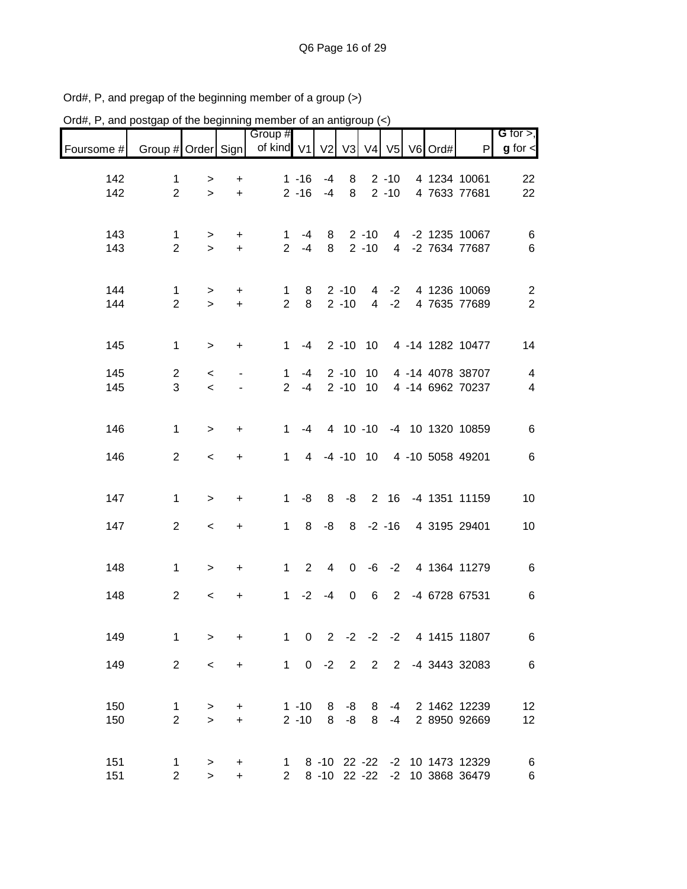Ord#, P, and pregap of the beginning member of a group (>)

Ord#, P, and postgap of the beginning member of an antigroup (<)

| Foursome # | Group # | Order | Sign | Group # of kind | V1 | V2 | V3 | V4 | V5 | V6 | Ord# | P | **G** for >, **g** for < |
|---|---|---|---|---|---|---|---|---|---|---|---|---|---|
| 142 | 1 | > | + | 1 | -16 | -4 | 8 | 2 | -10 | 4 | 1234 | 10061 | 22 |
| 142 | 2 | > | + | 2 | -16 | -4 | 8 | 2 | -10 | 4 | 7633 | 77681 | 22 |
| 143 | 1 | > | + | 1 | -4 | 8 | 2 | -10 | 4 | -2 | 1235 | 10067 | 6 |
| 143 | 2 | > | + | 2 | -4 | 8 | 2 | -10 | 4 | -2 | 7634 | 77687 | 6 |
| 144 | 1 | > | + | 1 | 8 | 2 | -10 | 4 | -2 | 4 | 1236 | 10069 | 2 |
| 144 | 2 | > | + | 2 | 8 | 2 | -10 | 4 | -2 | 4 | 7635 | 77689 | 2 |
| 145 | 1 | > | + | 1 | -4 | 2 | -10 | 10 | 4 | -14 | 1282 | 10477 | 14 |
| 145 | 2 | < | - | 1 | -4 | 2 | -10 | 10 | 4 | -14 | 4078 | 38707 | 4 |
| 145 | 3 | < | - | 2 | -4 | 2 | -10 | 10 | 4 | -14 | 6962 | 70237 | 4 |
| 146 | 1 | > | + | 1 | -4 | 4 | 10 | -10 | -4 | 10 | 1320 | 10859 | 6 |
| 146 | 2 | < | + | 1 | 4 | -4 | -10 | 10 | 4 | -10 | 5058 | 49201 | 6 |
| 147 | 1 | > | + | 1 | -8 | 8 | -8 | 2 | 16 | -4 | 1351 | 11159 | 10 |
| 147 | 2 | < | + | 1 | 8 | -8 | 8 | -2 | -16 | 4 | 3195 | 29401 | 10 |
| 148 | 1 | > | + | 1 | 2 | 4 | 0 | -6 | -2 | 4 | 1364 | 11279 | 6 |
| 148 | 2 | < | + | 1 | -2 | -4 | 0 | 6 | 2 | -4 | 6728 | 67531 | 6 |
| 149 | 1 | > | + | 1 | 0 | 2 | -2 | -2 | -2 | 4 | 1415 | 11807 | 6 |
| 149 | 2 | < | + | 1 | 0 | -2 | 2 | 2 | 2 | -4 | 3443 | 32083 | 6 |
| 150 | 1 | > | + | 1 | -10 | 8 | -8 | 8 | -4 | 2 | 1462 | 12239 | 12 |
| 150 | 2 | > | + | 2 | -10 | 8 | -8 | 8 | -4 | 2 | 8950 | 92669 | 12 |
| 151 | 1 | > | + | 1 | 8 | -10 | 22 | -22 | -2 | 10 | 1473 | 12329 | 6 |
| 151 | 2 | > | + | 2 | 8 | -10 | 22 | -22 | -2 | 10 | 3868 | 36479 | 6 |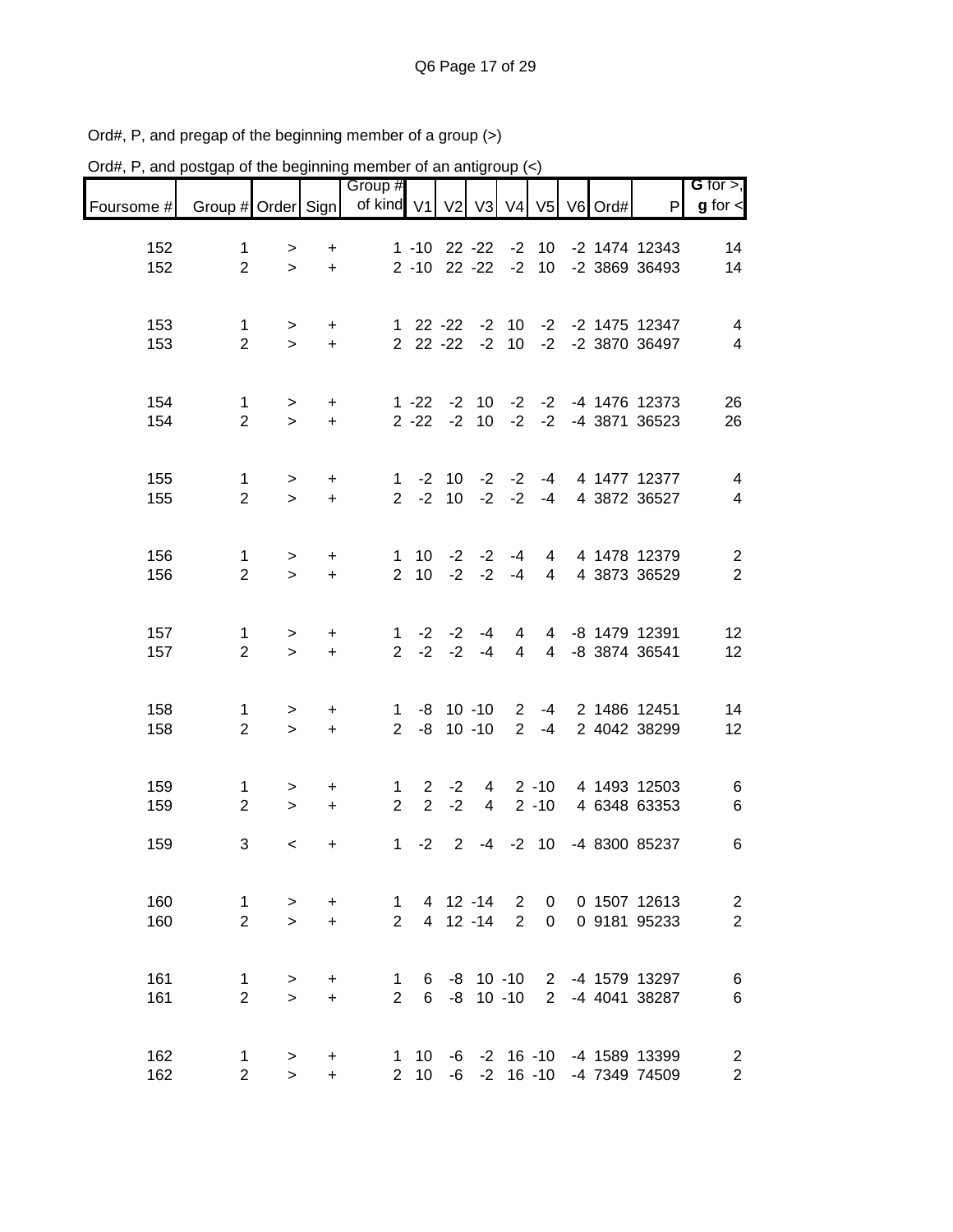Ord#, P, and pregap of the beginning member of a group (>)

Ord#, P, and postgap of the beginning member of an antigroup (<)

| Foursome # | Group # | Order | Sign | Group # of kind | V1 | V2 | V3 | V4 | V5 | V6 | Ord# | P | G for >, g for < |
|---|---|---|---|---|---|---|---|---|---|---|---|---|---|
| 152 | 1 | > | + | 1 | -10 | 22 | -22 | -2 | 10 | -2 | 1474 | 12343 | 14 |
| 152 | 2 | > | + | 2 | -10 | 22 | -22 | -2 | 10 | -2 | 3869 | 36493 | 14 |
| 153 | 1 | > | + | 1 | 22 | -22 | -2 | 10 | -2 | -2 | 1475 | 12347 | 4 |
| 153 | 2 | > | + | 2 | 22 | -22 | -2 | 10 | -2 | -2 | 3870 | 36497 | 4 |
| 154 | 1 | > | + | 1 | -22 | -2 | 10 | -2 | -2 | -4 | 1476 | 12373 | 26 |
| 154 | 2 | > | + | 2 | -22 | -2 | 10 | -2 | -2 | -4 | 3871 | 36523 | 26 |
| 155 | 1 | > | + | 1 | -2 | 10 | -2 | -2 | -4 | 4 | 1477 | 12377 | 4 |
| 155 | 2 | > | + | 2 | -2 | 10 | -2 | -2 | -4 | 4 | 3872 | 36527 | 4 |
| 156 | 1 | > | + | 1 | 10 | -2 | -2 | -4 | 4 | 4 | 1478 | 12379 | 2 |
| 156 | 2 | > | + | 2 | 10 | -2 | -2 | -4 | 4 | 4 | 3873 | 36529 | 2 |
| 157 | 1 | > | + | 1 | -2 | -2 | -4 | 4 | 4 | -8 | 1479 | 12391 | 12 |
| 157 | 2 | > | + | 2 | -2 | -2 | -4 | 4 | 4 | -8 | 3874 | 36541 | 12 |
| 158 | 1 | > | + | 1 | -8 | 10 | -10 | 2 | -4 | 2 | 1486 | 12451 | 14 |
| 158 | 2 | > | + | 2 | -8 | 10 | -10 | 2 | -4 | 2 | 4042 | 38299 | 12 |
| 159 | 1 | > | + | 1 | 2 | -2 | 4 | 2 | -10 | 4 | 1493 | 12503 | 6 |
| 159 | 2 | > | + | 2 | 2 | -2 | 4 | 2 | -10 | 4 | 6348 | 63353 | 6 |
| 159 | 3 | < | + | 1 | -2 | 2 | -4 | -2 | 10 | -4 | 8300 | 85237 | 6 |
| 160 | 1 | > | + | 1 | 4 | 12 | -14 | 2 | 0 | 0 | 1507 | 12613 | 2 |
| 160 | 2 | > | + | 2 | 4 | 12 | -14 | 2 | 0 | 0 | 9181 | 95233 | 2 |
| 161 | 1 | > | + | 1 | 6 | -8 | 10 | -10 | 2 | -4 | 1579 | 13297 | 6 |
| 161 | 2 | > | + | 2 | 6 | -8 | 10 | -10 | 2 | -4 | 4041 | 38287 | 6 |
| 162 | 1 | > | + | 1 | 10 | -6 | -2 | 16 | -10 | -4 | 1589 | 13399 | 2 |
| 162 | 2 | > | + | 2 | 10 | -6 | -2 | 16 | -10 | -4 | 7349 | 74509 | 2 |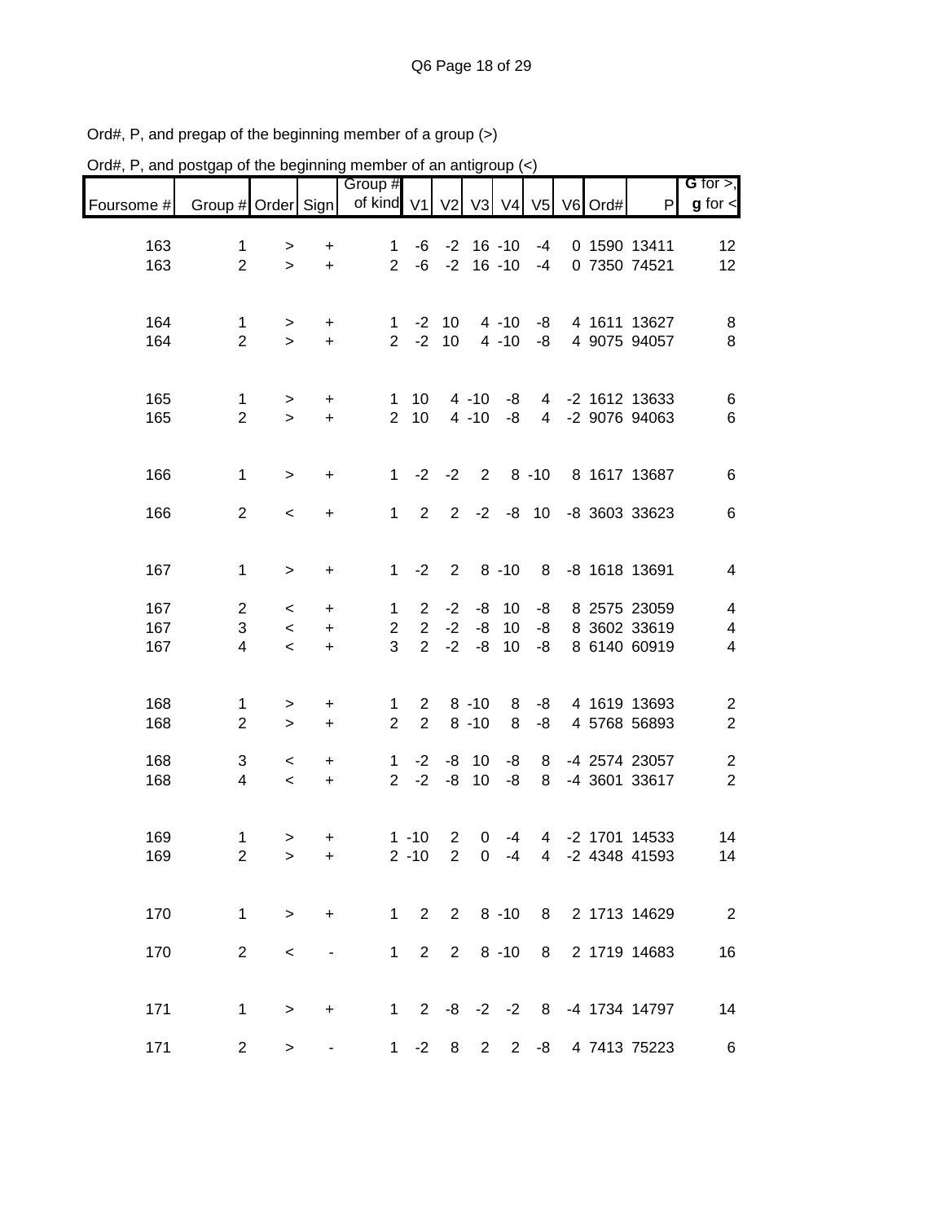Ord#, P, and pregap of the beginning member of a group (>)

Ord#, P, and postgap of the beginning member of an antigroup (<)

| Foursome # | Group # | Order | Sign | Group # of kind | V1 | V2 | V3 | V4 | V5 | V6 | Ord# | P | G for >, g for < |
|---|---|---|---|---|---|---|---|---|---|---|---|---|---|
| 163 | 1 | > | + | 1 | -6 | -2 | 16 | -10 | -4 | 0 | 1590 | 13411 | 12 |
| 163 | 2 | > | + | 2 | -6 | -2 | 16 | -10 | -4 | 0 | 7350 | 74521 | 12 |
| | | | | | | | | | | | | | |
| 164 | 1 | > | + | 1 | -2 | 10 | 4 | -10 | -8 | 4 | 1611 | 13627 | 8 |
| 164 | 2 | > | + | 2 | -2 | 10 | 4 | -10 | -8 | 4 | 9075 | 94057 | 8 |
| | | | | | | | | | | | | | |
| 165 | 1 | > | + | 1 | 10 | 4 | -10 | -8 | 4 | -2 | 1612 | 13633 | 6 |
| 165 | 2 | > | + | 2 | 10 | 4 | -10 | -8 | 4 | -2 | 9076 | 94063 | 6 |
| | | | | | | | | | | | | | |
| 166 | 1 | > | + | 1 | -2 | -2 | 2 | 8 | -10 | 8 | 1617 | 13687 | 6 |
| | | | | | | | | | | | | | |
| 166 | 2 | < | + | 1 | 2 | 2 | -2 | -8 | 10 | -8 | 3603 | 33623 | 6 |
| | | | | | | | | | | | | | |
| 167 | 1 | > | + | 1 | -2 | 2 | 8 | -10 | 8 | -8 | 1618 | 13691 | 4 |
| | | | | | | | | | | | | | |
| 167 | 2 | < | + | 1 | 2 | -2 | -8 | 10 | -8 | 8 | 2575 | 23059 | 4 |
| 167 | 3 | < | + | 2 | 2 | -2 | -8 | 10 | -8 | 8 | 3602 | 33619 | 4 |
| 167 | 4 | < | + | 3 | 2 | -2 | -8 | 10 | -8 | 8 | 6140 | 60919 | 4 |
| | | | | | | | | | | | | | |
| 168 | 1 | > | + | 1 | 2 | 8 | -10 | 8 | -8 | 4 | 1619 | 13693 | 2 |
| 168 | 2 | > | + | 2 | 2 | 8 | -10 | 8 | -8 | 4 | 5768 | 56893 | 2 |
| | | | | | | | | | | | | | |
| 168 | 3 | < | + | 1 | -2 | -8 | 10 | -8 | 8 | -4 | 2574 | 23057 | 2 |
| 168 | 4 | < | + | 2 | -2 | -8 | 10 | -8 | 8 | -4 | 3601 | 33617 | 2 |
| | | | | | | | | | | | | | |
| 169 | 1 | > | + | 1 | -10 | 2 | 0 | -4 | 4 | -2 | 1701 | 14533 | 14 |
| 169 | 2 | > | + | 2 | -10 | 2 | 0 | -4 | 4 | -2 | 4348 | 41593 | 14 |
| | | | | | | | | | | | | | |
| 170 | 1 | > | + | 1 | 2 | 2 | 8 | -10 | 8 | 2 | 1713 | 14629 | 2 |
| | | | | | | | | | | | | | |
| 170 | 2 | < | - | 1 | 2 | 2 | 8 | -10 | 8 | 2 | 1719 | 14683 | 16 |
| | | | | | | | | | | | | | |
| 171 | 1 | > | + | 1 | 2 | -8 | -2 | -2 | 8 | -4 | 1734 | 14797 | 14 |
| | | | | | | | | | | | | | |
| 171 | 2 | > | - | 1 | -2 | 8 | 2 | 2 | -8 | 4 | 7413 | 75223 | 6 |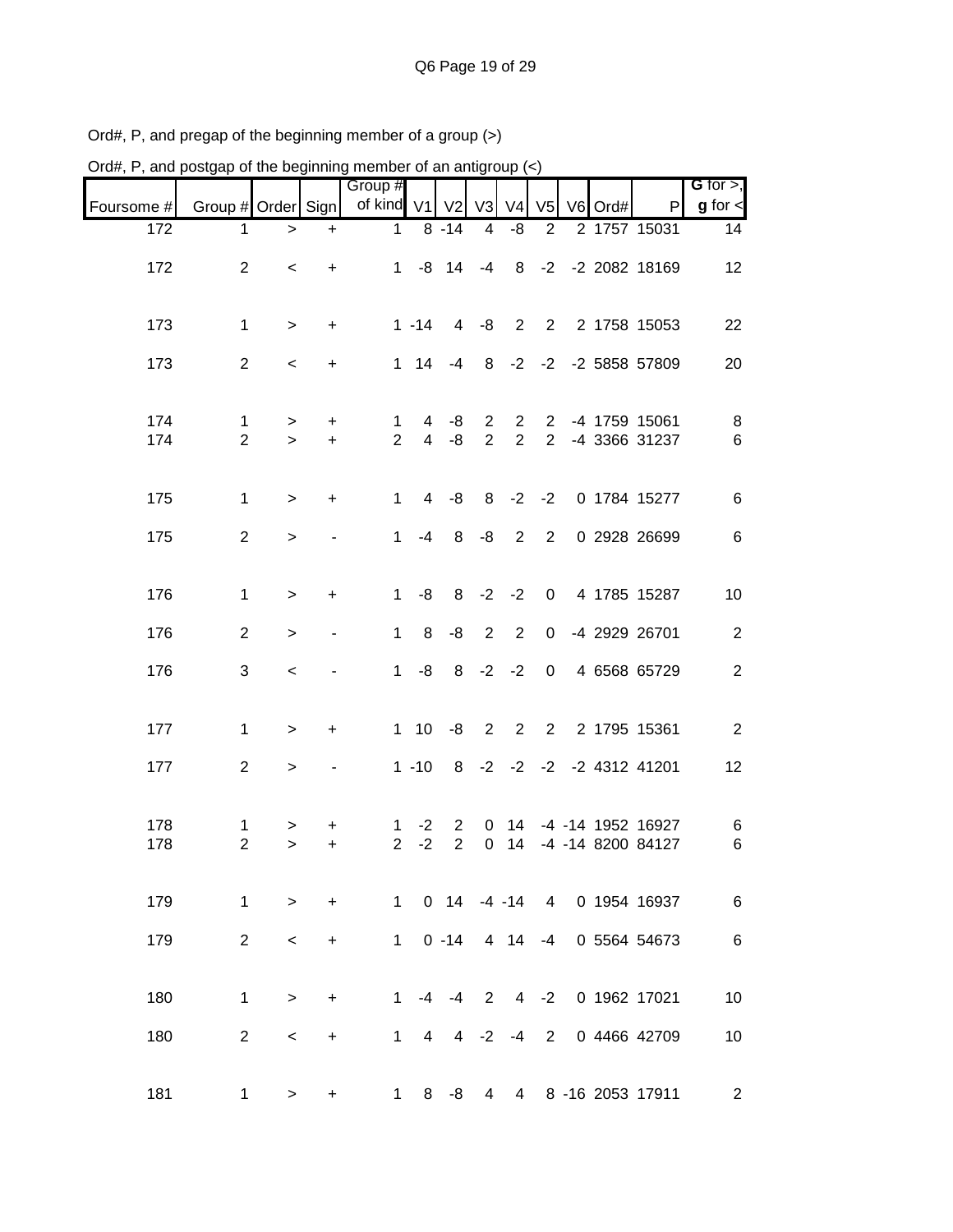Ord#, P, and pregap of the beginning member of a group (>)

Ord#, P, and postgap of the beginning member of an antigroup (<)

| Foursome # | Group # | Order | Sign | Group # of kind | V1 | V2 | V3 | V4 | V5 | V6 | Ord# | P | G for >, g for < |
|---|---|---|---|---|---|---|---|---|---|---|---|---|---|
| 172 | 1 | > | + | 1 | 8 | -14 | 4 | -8 | 2 | 2 | 1757 | 15031 | 14 |
| 172 | 2 | < | + | 1 | -8 | 14 | -4 | 8 | -2 | -2 | 2082 | 18169 | 12 |
| 173 | 1 | > | + | 1 | -14 | 4 | -8 | 2 | 2 | 2 | 1758 | 15053 | 22 |
| 173 | 2 | < | + | 1 | 14 | -4 | 8 | -2 | -2 | -2 | 5858 | 57809 | 20 |
| 174 | 1 | > | + | 1 | 4 | -8 | 2 | 2 | 2 | -4 | 1759 | 15061 | 8 |
| 174 | 2 | > | + | 2 | 4 | -8 | 2 | 2 | 2 | -4 | 3366 | 31237 | 6 |
| 175 | 1 | > | + | 1 | 4 | -8 | 8 | -2 | -2 | 0 | 1784 | 15277 | 6 |
| 175 | 2 | > | - | 1 | -4 | 8 | -8 | 2 | 2 | 0 | 2928 | 26699 | 6 |
| 176 | 1 | > | + | 1 | -8 | 8 | -2 | -2 | 0 | 4 | 1785 | 15287 | 10 |
| 176 | 2 | > | - | 1 | 8 | -8 | 2 | 2 | 0 | -4 | 2929 | 26701 | 2 |
| 176 | 3 | < | - | 1 | -8 | 8 | -2 | -2 | 0 | 4 | 6568 | 65729 | 2 |
| 177 | 1 | > | + | 1 | 10 | -8 | 2 | 2 | 2 | 2 | 1795 | 15361 | 2 |
| 177 | 2 | > | - | 1 | -10 | 8 | -2 | -2 | -2 | -2 | 4312 | 41201 | 12 |
| 178 | 1 | > | + | 1 | -2 | 2 | 0 | 14 | -4 | -14 | 1952 | 16927 | 6 |
| 178 | 2 | > | + | 2 | -2 | 2 | 0 | 14 | -4 | -14 | 8200 | 84127 | 6 |
| 179 | 1 | > | + | 1 | 0 | 14 | -4 | -14 | 4 | 0 | 1954 | 16937 | 6 |
| 179 | 2 | < | + | 1 | 0 | -14 | 4 | 14 | -4 | 0 | 5564 | 54673 | 6 |
| 180 | 1 | > | + | 1 | -4 | -4 | 2 | 4 | -2 | 0 | 1962 | 17021 | 10 |
| 180 | 2 | < | + | 1 | 4 | 4 | -2 | -4 | 2 | 0 | 4466 | 42709 | 10 |
| 181 | 1 | > | + | 1 | 8 | -8 | 4 | 4 | 8 | -16 | 2053 | 17911 | 2 |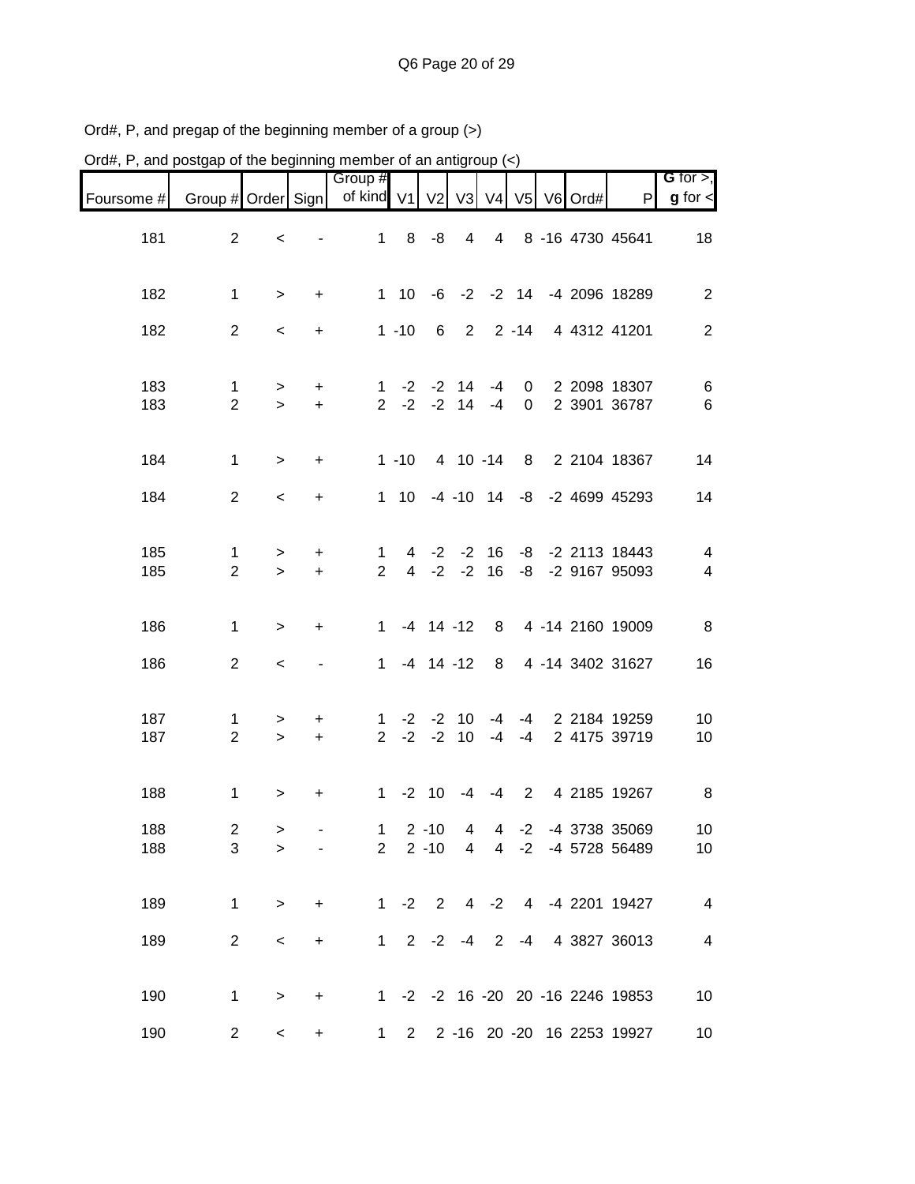Ord#, P, and pregap of the beginning member of a group (>)

Ord#, P, and postgap of the beginning member of an antigroup (<)

| Foursome # | Group # | Order | Sign | Group # of kind | V1 | V2 | V3 | V4 | V5 | V6 | Ord# | P | G for >, g for < |
|---|---|---|---|---|---|---|---|---|---|---|---|---|---|
| 181 | 2 | < | - | 1 | 8 | -8 | 4 | 4 | 8 | -16 | 4730 | 45641 | 18 |
| 182 | 1 | > | + | 1 | 10 | -6 | -2 | -2 | 14 | -4 | 2096 | 18289 | 2 |
| 182 | 2 | < | + | 1 | -10 | 6 | 2 | 2 | -14 | 4 | 4312 | 41201 | 2 |
| 183 | 1 | > | + | 1 | -2 | -2 | 14 | -4 | 0 | 2 | 2098 | 18307 | 6 |
| 183 | 2 | > | + | 2 | -2 | -2 | 14 | -4 | 0 | 2 | 3901 | 36787 | 6 |
| 184 | 1 | > | + | 1 | -10 | 4 | 10 | -14 | 8 | 2 | 2104 | 18367 | 14 |
| 184 | 2 | < | + | 1 | 10 | -4 | -10 | 14 | -8 | -2 | 4699 | 45293 | 14 |
| 185 | 1 | > | + | 1 | 4 | -2 | -2 | 16 | -8 | -2 | 2113 | 18443 | 4 |
| 185 | 2 | > | + | 2 | 4 | -2 | -2 | 16 | -8 | -2 | 9167 | 95093 | 4 |
| 186 | 1 | > | + | 1 | -4 | 14 | -12 | 8 | 4 | -14 | 2160 | 19009 | 8 |
| 186 | 2 | < | - | 1 | -4 | 14 | -12 | 8 | 4 | -14 | 3402 | 31627 | 16 |
| 187 | 1 | > | + | 1 | -2 | -2 | 10 | -4 | -4 | 2 | 2184 | 19259 | 10 |
| 187 | 2 | > | + | 2 | -2 | -2 | 10 | -4 | -4 | 2 | 4175 | 39719 | 10 |
| 188 | 1 | > | + | 1 | -2 | 10 | -4 | -4 | 2 | 4 | 2185 | 19267 | 8 |
| 188 | 2 | > | - | 1 | 2 | -10 | 4 | 4 | -2 | -4 | 3738 | 35069 | 10 |
| 188 | 3 | > | - | 2 | 2 | -10 | 4 | 4 | -2 | -4 | 5728 | 56489 | 10 |
| 189 | 1 | > | + | 1 | -2 | 2 | 4 | -2 | 4 | -4 | 2201 | 19427 | 4 |
| 189 | 2 | < | + | 1 | 2 | -2 | -4 | 2 | -4 | 4 | 3827 | 36013 | 4 |
| 190 | 1 | > | + | 1 | -2 | -2 | 16 | -20 | 20 | -16 | 2246 | 19853 | 10 |
| 190 | 2 | < | + | 1 | 2 | 2 | -16 | 20 | -20 | 16 | 2253 | 19927 | 10 |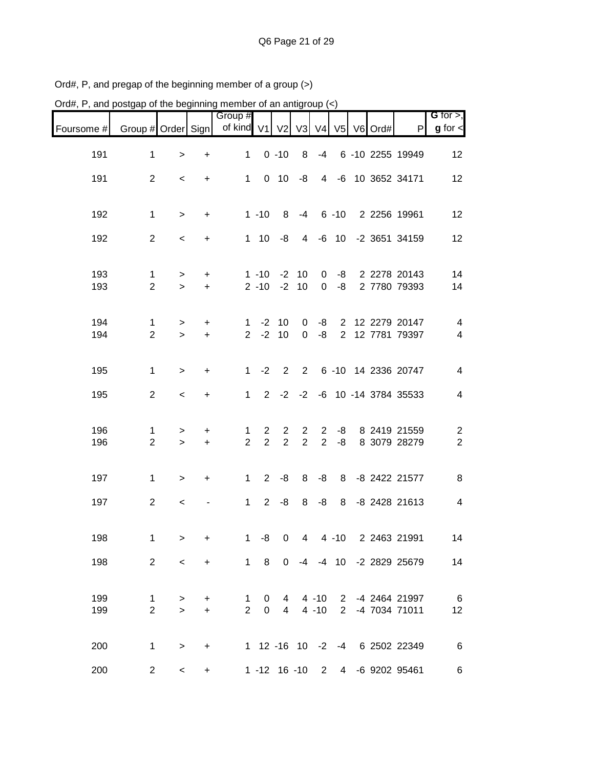Ord#, P, and pregap of the beginning member of a group (>)

Ord#, P, and postgap of the beginning member of an antigroup (<)

| Foursome # | Group # | Order | Sign | Group # of kind | V1 | V2 | V3 | V4 | V5 | V6 | Ord# | P | **G** for >, **g** for < |
|---|---|---|---|---|---|---|---|---|---|---|---|---|---|
| 191 | 1 | > | + | 1 | 0 | -10 | 8 | -4 | 6 | -10 | 2255 | 19949 | 12 |
| 191 | 2 | < | + | 1 | 0 | 10 | -8 | 4 | -6 | 10 | 3652 | 34171 | 12 |
| 192 | 1 | > | + | 1 | -10 | 8 | -4 | 6 | -10 | 2 | 2256 | 19961 | 12 |
| 192 | 2 | < | + | 1 | 10 | -8 | 4 | -6 | 10 | -2 | 3651 | 34159 | 12 |
| 193 | 1 | > | + | 1 | -10 | -2 | 10 | 0 | -8 | 2 | 2278 | 20143 | 14 |
| 193 | 2 | > | + | 2 | -10 | -2 | 10 | 0 | -8 | 2 | 7780 | 79393 | 14 |
| 194 | 1 | > | + | 1 | -2 | 10 | 0 | -8 | 2 | 12 | 2279 | 20147 | 4 |
| 194 | 2 | > | + | 2 | -2 | 10 | 0 | -8 | 2 | 12 | 7781 | 79397 | 4 |
| 195 | 1 | > | + | 1 | -2 | 2 | 2 | 6 | -10 | 14 | 2336 | 20747 | 4 |
| 195 | 2 | < | + | 1 | 2 | -2 | -2 | -6 | 10 | -14 | 3784 | 35533 | 4 |
| 196 | 1 | > | + | 1 | 2 | 2 | 2 | 2 | -8 | 8 | 2419 | 21559 | 2 |
| 196 | 2 | > | + | 2 | 2 | 2 | 2 | 2 | -8 | 8 | 3079 | 28279 | 2 |
| 197 | 1 | > | + | 1 | 2 | -8 | 8 | -8 | 8 | -8 | 2422 | 21577 | 8 |
| 197 | 2 | < | - | 1 | 2 | -8 | 8 | -8 | 8 | -8 | 2428 | 21613 | 4 |
| 198 | 1 | > | + | 1 | -8 | 0 | 4 | 4 | -10 | 2 | 2463 | 21991 | 14 |
| 198 | 2 | < | + | 1 | 8 | 0 | -4 | -4 | 10 | -2 | 2829 | 25679 | 14 |
| 199 | 1 | > | + | 1 | 0 | 4 | 4 | -10 | 2 | -4 | 2464 | 21997 | 6 |
| 199 | 2 | > | + | 2 | 0 | 4 | 4 | -10 | 2 | -4 | 7034 | 71011 | 12 |
| 200 | 1 | > | + | 1 | 12 | -16 | 10 | -2 | -4 | 6 | 2502 | 22349 | 6 |
| 200 | 2 | < | + | 1 | -12 | 16 | -10 | 2 | 4 | -6 | 9202 | 95461 | 6 |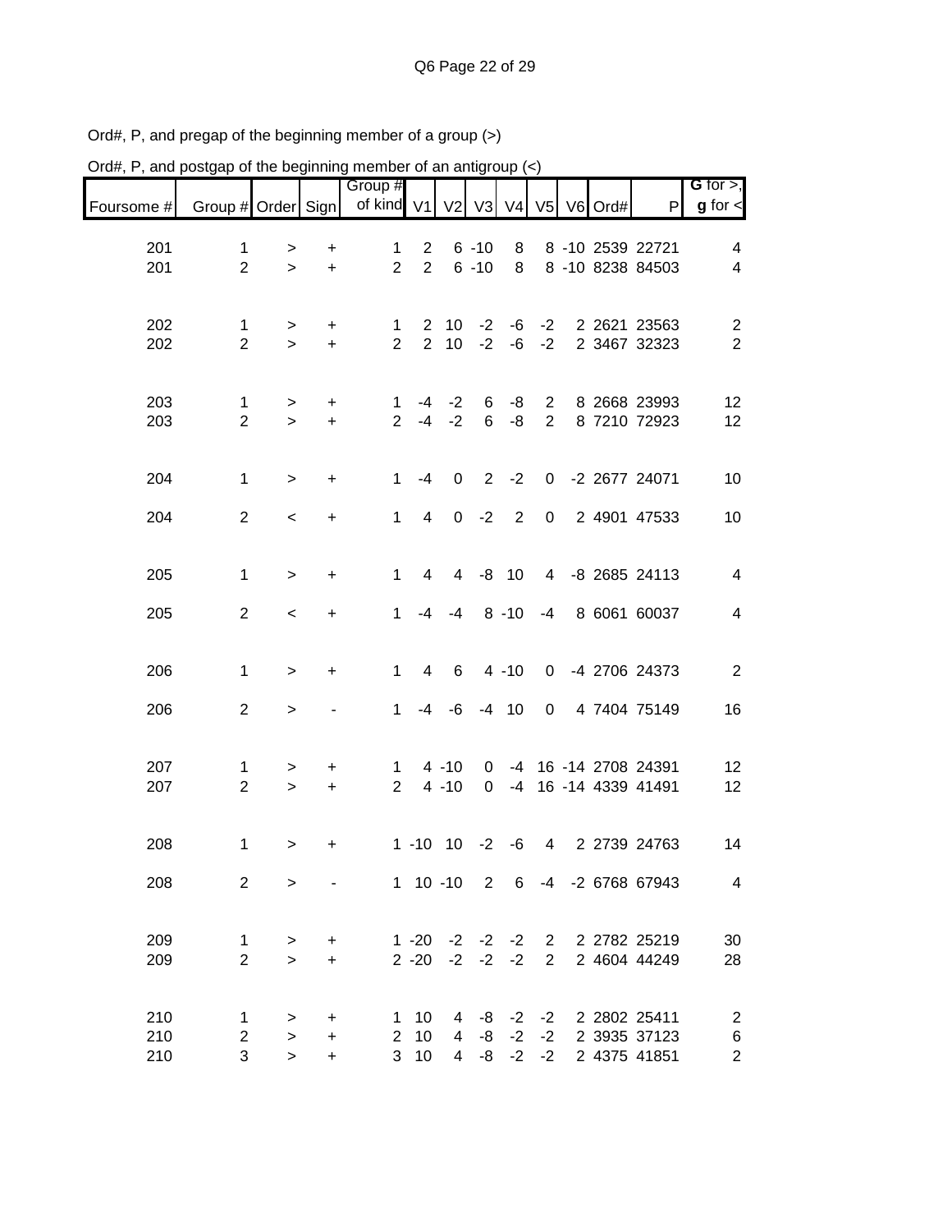Ord#, P, and pregap of the beginning member of a group (>)

Ord#, P, and postgap of the beginning member of an antigroup (<)

| Foursome # | Group # | Order | Sign | Group # of kind | V1 | V2 | V3 | V4 | V5 | V6 | Ord# | P | **G** for >, **g** for < |
|---|---|---|---|---|---|---|---|---|---|---|---|---|---|
| 201 | 1 | > | + | 1 | 2 | 6 | -10 | 8 | 8 | -10 | 2539 | 22721 | 4 |
| 201 | 2 | > | + | 2 | 2 | 6 | -10 | 8 | 8 | -10 | 8238 | 84503 | 4 |
| 202 | 1 | > | + | 1 | 2 | 10 | -2 | -6 | -2 | 2 | 2621 | 23563 | 2 |
| 202 | 2 | > | + | 2 | 2 | 10 | -2 | -6 | -2 | 2 | 3467 | 32323 | 2 |
| 203 | 1 | > | + | 1 | -4 | -2 | 6 | -8 | 2 | 8 | 2668 | 23993 | 12 |
| 203 | 2 | > | + | 2 | -4 | -2 | 6 | -8 | 2 | 8 | 7210 | 72923 | 12 |
| 204 | 1 | > | + | 1 | -4 | 0 | 2 | -2 | 0 | -2 | 2677 | 24071 | 10 |
| 204 | 2 | < | + | 1 | 4 | 0 | -2 | 2 | 0 | 2 | 4901 | 47533 | 10 |
| 205 | 1 | > | + | 1 | 4 | 4 | -8 | 10 | 4 | -8 | 2685 | 24113 | 4 |
| 205 | 2 | < | + | 1 | -4 | -4 | 8 | -10 | -4 | 8 | 6061 | 60037 | 4 |
| 206 | 1 | > | + | 1 | 4 | 6 | 4 | -10 | 0 | -4 | 2706 | 24373 | 2 |
| 206 | 2 | > | - | 1 | -4 | -6 | -4 | 10 | 0 | 4 | 7404 | 75149 | 16 |
| 207 | 1 | > | + | 1 | 4 | -10 | 0 | -4 | 16 | -14 | 2708 | 24391 | 12 |
| 207 | 2 | > | + | 2 | 4 | -10 | 0 | -4 | 16 | -14 | 4339 | 41491 | 12 |
| 208 | 1 | > | + | 1 | -10 | 10 | -2 | -6 | 4 | 2 | 2739 | 24763 | 14 |
| 208 | 2 | > | - | 1 | 10 | -10 | 2 | 6 | -4 | -2 | 6768 | 67943 | 4 |
| 209 | 1 | > | + | 1 | -20 | -2 | -2 | -2 | 2 | 2 | 2782 | 25219 | 30 |
| 209 | 2 | > | + | 2 | -20 | -2 | -2 | -2 | 2 | 2 | 4604 | 44249 | 28 |
| 210 | 1 | > | + | 1 | 10 | 4 | -8 | -2 | -2 | 2 | 2802 | 25411 | 2 |
| 210 | 2 | > | + | 2 | 10 | 4 | -8 | -2 | -2 | 2 | 3935 | 37123 | 6 |
| 210 | 3 | > | + | 3 | 10 | 4 | -8 | -2 | -2 | 2 | 4375 | 41851 | 2 |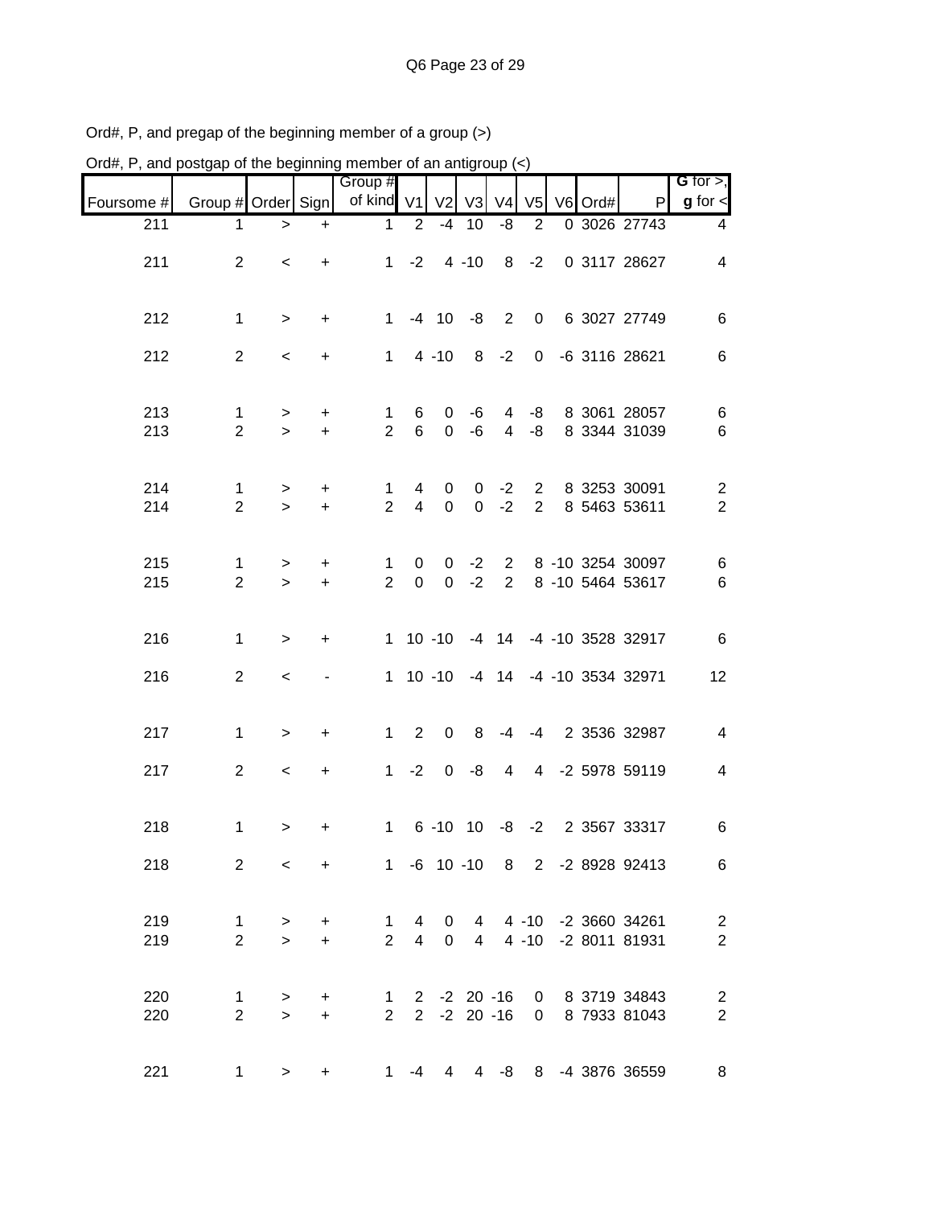Ord#, P, and pregap of the beginning member of a group (>)

Ord#, P, and postgap of the beginning member of an antigroup (<)

| Foursome # | Group # | Order | Sign | Group # of kind | V1 | V2 | V3 | V4 | V5 | V6 | Ord# | P | G for >, g for < |
|---|---|---|---|---|---|---|---|---|---|---|---|---|---|
| 211 | 1 | > | + | 1 | 2 | -4 | 10 | -8 | 2 | 0 | 3026 | 27743 | 4 |
| 211 | 2 | < | + | 1 | -2 | 4 | -10 | 8 | -2 | 0 | 3117 | 28627 | 4 |
| 212 | 1 | > | + | 1 | -4 | 10 | -8 | 2 | 0 | 6 | 3027 | 27749 | 6 |
| 212 | 2 | < | + | 1 | 4 | -10 | 8 | -2 | 0 | -6 | 3116 | 28621 | 6 |
| 213 | 1 | > | + | 1 | 6 | 0 | -6 | 4 | -8 | 8 | 3061 | 28057 | 6 |
| 213 | 2 | > | + | 2 | 6 | 0 | -6 | 4 | -8 | 8 | 3344 | 31039 | 6 |
| 214 | 1 | > | + | 1 | 4 | 0 | 0 | -2 | 2 | 8 | 3253 | 30091 | 2 |
| 214 | 2 | > | + | 2 | 4 | 0 | 0 | -2 | 2 | 8 | 5463 | 53611 | 2 |
| 215 | 1 | > | + | 1 | 0 | 0 | -2 | 2 | 8 | -10 | 3254 | 30097 | 6 |
| 215 | 2 | > | + | 2 | 0 | 0 | -2 | 2 | 8 | -10 | 5464 | 53617 | 6 |
| 216 | 1 | > | + | 1 | 10 | -10 | -4 | 14 | -4 | -10 | 3528 | 32917 | 6 |
| 216 | 2 | < | - | 1 | 10 | -10 | -4 | 14 | -4 | -10 | 3534 | 32971 | 12 |
| 217 | 1 | > | + | 1 | 2 | 0 | 8 | -4 | -4 | 2 | 3536 | 32987 | 4 |
| 217 | 2 | < | + | 1 | -2 | 0 | -8 | 4 | 4 | -2 | 5978 | 59119 | 4 |
| 218 | 1 | > | + | 1 | 6 | -10 | 10 | -8 | -2 | 2 | 3567 | 33317 | 6 |
| 218 | 2 | < | + | 1 | -6 | 10 | -10 | 8 | 2 | -2 | 8928 | 92413 | 6 |
| 219 | 1 | > | + | 1 | 4 | 0 | 4 | 4 | -10 | -2 | 3660 | 34261 | 2 |
| 219 | 2 | > | + | 2 | 4 | 0 | 4 | 4 | -10 | -2 | 8011 | 81931 | 2 |
| 220 | 1 | > | + | 1 | 2 | -2 | 20 | -16 | 0 | 8 | 3719 | 34843 | 2 |
| 220 | 2 | > | + | 2 | 2 | -2 | 20 | -16 | 0 | 8 | 7933 | 81043 | 2 |
| 221 | 1 | > | + | 1 | -4 | 4 | 4 | -8 | 8 | -4 | 3876 | 36559 | 8 |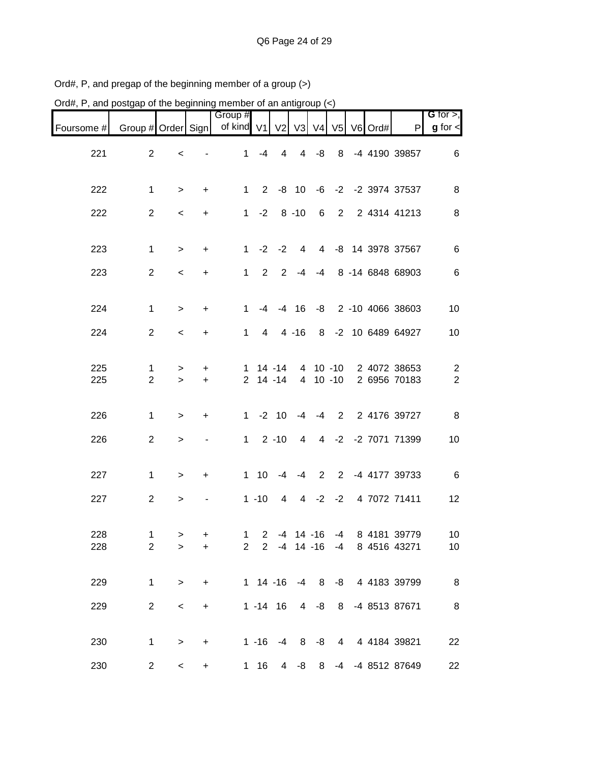Ord#, P, and pregap of the beginning member of a group (>)

Ord#, P, and postgap of the beginning member of an antigroup (<)

| Foursome # | Group # | Order | Sign | Group # of kind | V1 | V2 | V3 | V4 | V5 | V6 | Ord# | P | G for >, g for < |
|---|---|---|---|---|---|---|---|---|---|---|---|---|---|
| 221 | 2 | < | - | 1 | -4 | 4 | 4 | -8 | 8 | -4 | 4190 | 39857 | 6 |
| 222 | 1 | > | + | 1 | 2 | -8 | 10 | -6 | -2 | -2 | 3974 | 37537 | 8 |
| 222 | 2 | < | + | 1 | -2 | 8 | -10 | 6 | 2 | 2 | 4314 | 41213 | 8 |
| 223 | 1 | > | + | 1 | -2 | -2 | 4 | 4 | -8 | 14 | 3978 | 37567 | 6 |
| 223 | 2 | < | + | 1 | 2 | 2 | -4 | -4 | 8 | -14 | 6848 | 68903 | 6 |
| 224 | 1 | > | + | 1 | -4 | -4 | 16 | -8 | 2 | -10 | 4066 | 38603 | 10 |
| 224 | 2 | < | + | 1 | 4 | 4 | -16 | 8 | -2 | 10 | 6489 | 64927 | 10 |
| 225 | 1 | > | + | 1 | 14 | -14 | 4 | 10 | -10 | 2 | 4072 | 38653 | 2 |
| 225 | 2 | > | + | 2 | 14 | -14 | 4 | 10 | -10 | 2 | 6956 | 70183 | 2 |
| 226 | 1 | > | + | 1 | -2 | 10 | -4 | -4 | 2 | 2 | 4176 | 39727 | 8 |
| 226 | 2 | > | - | 1 | 2 | -10 | 4 | 4 | -2 | -2 | 7071 | 71399 | 10 |
| 227 | 1 | > | + | 1 | 10 | -4 | -4 | 2 | 2 | -4 | 4177 | 39733 | 6 |
| 227 | 2 | > | - | 1 | -10 | 4 | 4 | -2 | -2 | 4 | 7072 | 71411 | 12 |
| 228 | 1 | > | + | 1 | 2 | -4 | 14 | -16 | -4 | 8 | 4181 | 39779 | 10 |
| 228 | 2 | > | + | 2 | 2 | -4 | 14 | -16 | -4 | 8 | 4516 | 43271 | 10 |
| 229 | 1 | > | + | 1 | 14 | -16 | -4 | 8 | -8 | 4 | 4183 | 39799 | 8 |
| 229 | 2 | < | + | 1 | -14 | 16 | 4 | -8 | 8 | -4 | 8513 | 87671 | 8 |
| 230 | 1 | > | + | 1 | -16 | -4 | 8 | -8 | 4 | 4 | 4184 | 39821 | 22 |
| 230 | 2 | < | + | 1 | 16 | 4 | -8 | 8 | -4 | -4 | 8512 | 87649 | 22 |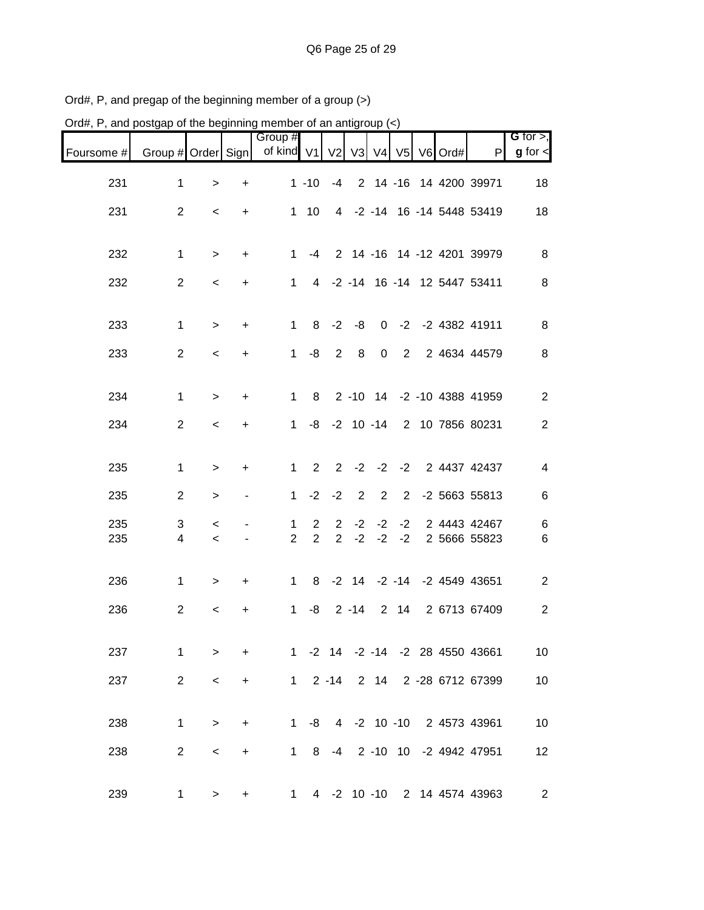Ord#, P, and pregap of the beginning member of a group (>)

Ord#, P, and postgap of the beginning member of an antigroup (<)

| Foursome # | Group # | Order | Sign | Group # of kind | V1 | V2 | V3 | V4 | V5 | V6 | Ord# | P | G for >, g for < |
|---|---|---|---|---|---|---|---|---|---|---|---|---|---|
| 231 | 1 | > | + | 1 | -10 | -4 | 2 | 14 | -16 | 14 | 4200 | 39971 | 18 |
| 231 | 2 | < | + | 1 | 10 | 4 | -2 | -14 | 16 | -14 | 5448 | 53419 | 18 |
| 232 | 1 | > | + | 1 | -4 | 2 | 14 | -16 | 14 | -12 | 4201 | 39979 | 8 |
| 232 | 2 | < | + | 1 | 4 | -2 | -14 | 16 | -14 | 12 | 5447 | 53411 | 8 |
| 233 | 1 | > | + | 1 | 8 | -2 | -8 | 0 | -2 | -2 | 4382 | 41911 | 8 |
| 233 | 2 | < | + | 1 | -8 | 2 | 8 | 0 | 2 | 2 | 4634 | 44579 | 8 |
| 234 | 1 | > | + | 1 | 8 | 2 | -10 | 14 | -2 | -10 | 4388 | 41959 | 2 |
| 234 | 2 | < | + | 1 | -8 | -2 | 10 | -14 | 2 | 10 | 7856 | 80231 | 2 |
| 235 | 1 | > | + | 1 | 2 | 2 | -2 | -2 | -2 | 2 | 4437 | 42437 | 4 |
| 235 | 2 | > | - | 1 | -2 | -2 | 2 | 2 | 2 | -2 | 5663 | 55813 | 6 |
| 235 | 3 | < | - | 1 | 2 | 2 | -2 | -2 | -2 | 2 | 4443 | 42467 | 6 |
| 235 | 4 | < | - | 2 | 2 | 2 | -2 | -2 | -2 | 2 | 5666 | 55823 | 6 |
| 236 | 1 | > | + | 1 | 8 | -2 | 14 | -2 | -14 | -2 | 4549 | 43651 | 2 |
| 236 | 2 | < | + | 1 | -8 | 2 | -14 | 2 | 14 | 2 | 6713 | 67409 | 2 |
| 237 | 1 | > | + | 1 | -2 | 14 | -2 | -14 | -2 | 28 | 4550 | 43661 | 10 |
| 237 | 2 | < | + | 1 | 2 | -14 | 2 | 14 | 2 | -28 | 6712 | 67399 | 10 |
| 238 | 1 | > | + | 1 | -8 | 4 | -2 | 10 | -10 | 2 | 4573 | 43961 | 10 |
| 238 | 2 | < | + | 1 | 8 | -4 | 2 | -10 | 10 | -2 | 4942 | 47951 | 12 |
| 239 | 1 | > | + | 1 | 4 | -2 | 10 | -10 | 2 | 14 | 4574 | 43963 | 2 |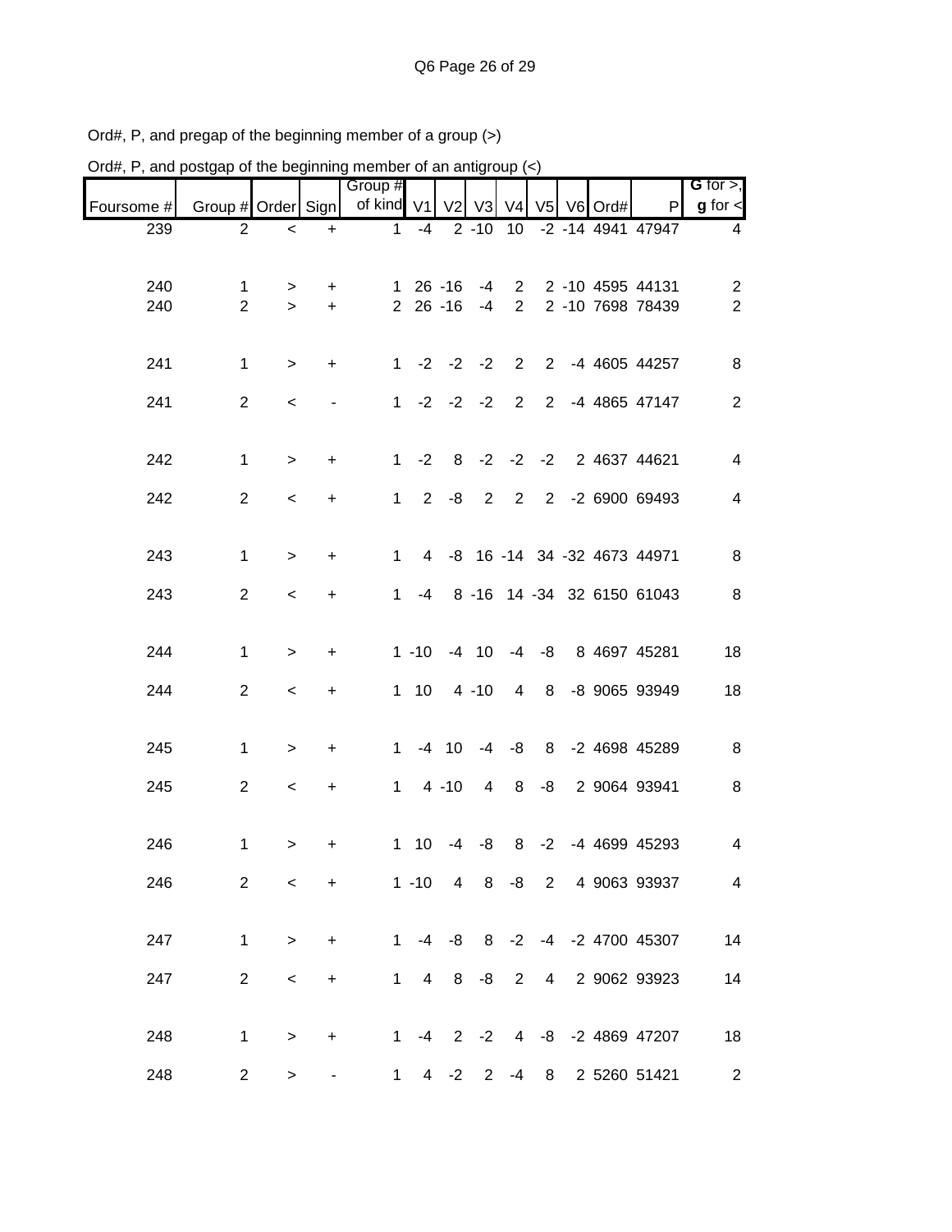Ord#, P, and pregap of the beginning member of a group (>)

Ord#, P, and postgap of the beginning member of an antigroup (<)

| Foursome # | Group # | Order | Sign | Group # of kind | V1 | V2 | V3 | V4 | V5 | V6 | Ord# | P | G for >, g for < |
|---|---|---|---|---|---|---|---|---|---|---|---|---|---|
| 239 | 2 | < | + | 1 | -4 | 2 | -10 | 10 | -2 | -14 | 4941 | 47947 | 4 |
| 240 | 1 | > | + | 1 | 26 | -16 | -4 | 2 | 2 | -10 | 4595 | 44131 | 2 |
| 240 | 2 | > | + | 2 | 26 | -16 | -4 | 2 | 2 | -10 | 7698 | 78439 | 2 |
| 241 | 1 | > | + | 1 | -2 | -2 | -2 | 2 | 2 | -4 | 4605 | 44257 | 8 |
| 241 | 2 | < | - | 1 | -2 | -2 | -2 | 2 | 2 | -4 | 4865 | 47147 | 2 |
| 242 | 1 | > | + | 1 | -2 | 8 | -2 | -2 | -2 | 2 | 4637 | 44621 | 4 |
| 242 | 2 | < | + | 1 | 2 | -8 | 2 | 2 | 2 | -2 | 6900 | 69493 | 4 |
| 243 | 1 | > | + | 1 | 4 | -8 | 16 | -14 | 34 | -32 | 4673 | 44971 | 8 |
| 243 | 2 | < | + | 1 | -4 | 8 | -16 | 14 | -34 | 32 | 6150 | 61043 | 8 |
| 244 | 1 | > | + | 1 | -10 | -4 | 10 | -4 | -8 | 8 | 4697 | 45281 | 18 |
| 244 | 2 | < | + | 1 | 10 | 4 | -10 | 4 | 8 | -8 | 9065 | 93949 | 18 |
| 245 | 1 | > | + | 1 | -4 | 10 | -4 | -8 | 8 | -2 | 4698 | 45289 | 8 |
| 245 | 2 | < | + | 1 | 4 | -10 | 4 | 8 | -8 | 2 | 9064 | 93941 | 8 |
| 246 | 1 | > | + | 1 | 10 | -4 | -8 | 8 | -2 | -4 | 4699 | 45293 | 4 |
| 246 | 2 | < | + | 1 | -10 | 4 | 8 | -8 | 2 | 4 | 9063 | 93937 | 4 |
| 247 | 1 | > | + | 1 | -4 | -8 | 8 | -2 | -4 | -2 | 4700 | 45307 | 14 |
| 247 | 2 | < | + | 1 | 4 | 8 | -8 | 2 | 4 | 2 | 9062 | 93923 | 14 |
| 248 | 1 | > | + | 1 | -4 | 2 | -2 | 4 | -8 | -2 | 4869 | 47207 | 18 |
| 248 | 2 | > | - | 1 | 4 | -2 | 2 | -4 | 8 | 2 | 5260 | 51421 | 2 |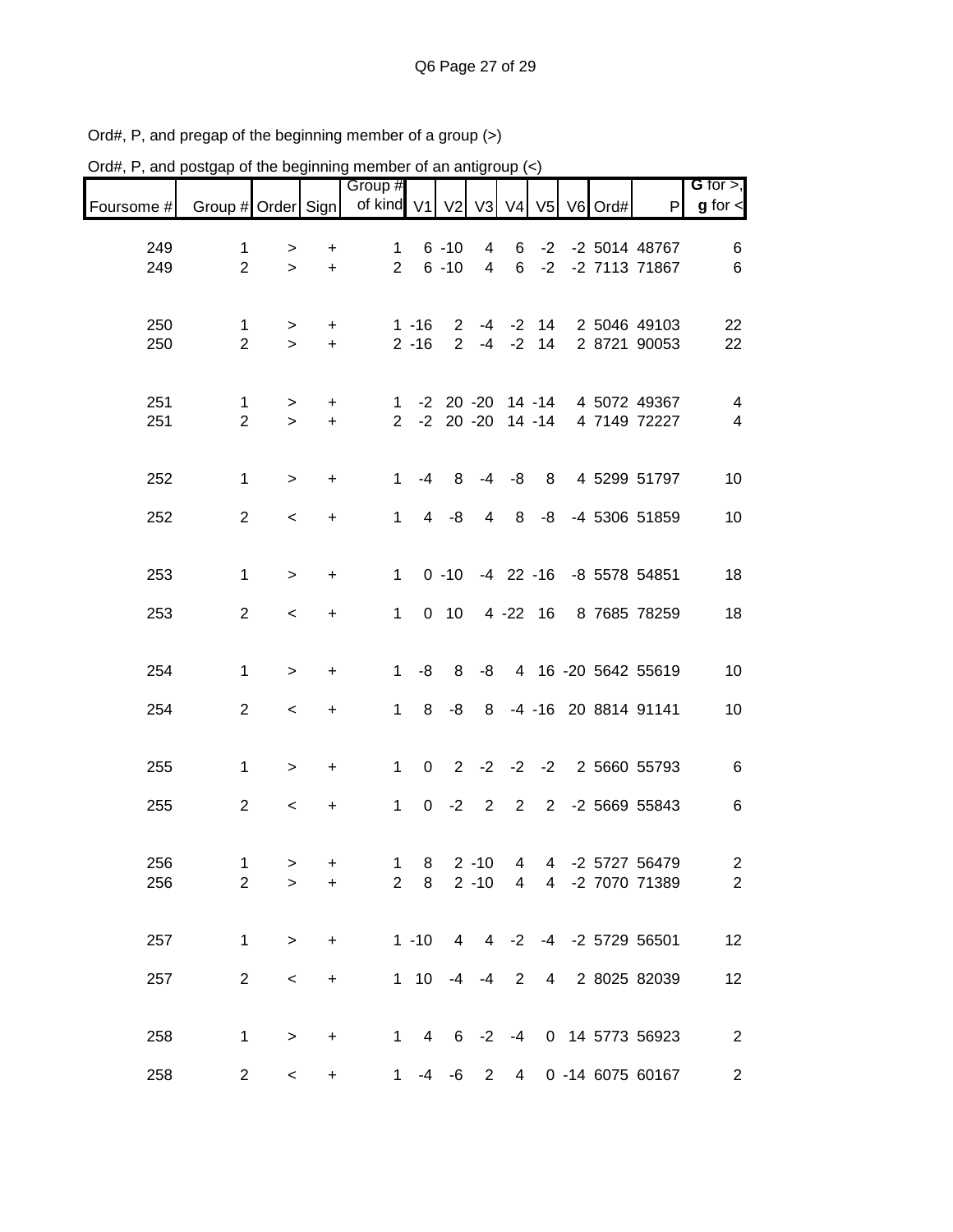Ord#, P, and pregap of the beginning member of a group (>)

Ord#, P, and postgap of the beginning member of an antigroup (<)

| Foursome # | Group # | Order | Sign | Group # of kind | V1 | V2 | V3 | V4 | V5 | V6 | Ord# | P | **G** for >, **g** for < |
|---|---|---|---|---|---|---|---|---|---|---|---|---|---|
| 249 | 1 | > | + | 1 | 6 | -10 | 4 | 6 | -2 | -2 | 5014 | 48767 | 6 |
| 249 | 2 | > | + | 2 | 6 | -10 | 4 | 6 | -2 | -2 | 7113 | 71867 | 6 |
| 250 | 1 | > | + | 1 | -16 | 2 | -4 | -2 | 14 | 2 | 5046 | 49103 | 22 |
| 250 | 2 | > | + | 2 | -16 | 2 | -4 | -2 | 14 | 2 | 8721 | 90053 | 22 |
| 251 | 1 | > | + | 1 | -2 | 20 | -20 | 14 | -14 | 4 | 5072 | 49367 | 4 |
| 251 | 2 | > | + | 2 | -2 | 20 | -20 | 14 | -14 | 4 | 7149 | 72227 | 4 |
| 252 | 1 | > | + | 1 | -4 | 8 | -4 | -8 | 8 | 4 | 5299 | 51797 | 10 |
| 252 | 2 | < | + | 1 | 4 | -8 | 4 | 8 | -8 | -4 | 5306 | 51859 | 10 |
| 253 | 1 | > | + | 1 | 0 | -10 | -4 | 22 | -16 | -8 | 5578 | 54851 | 18 |
| 253 | 2 | < | + | 1 | 0 | 10 | 4 | -22 | 16 | 8 | 7685 | 78259 | 18 |
| 254 | 1 | > | + | 1 | -8 | 8 | -8 | 4 | 16 | -20 | 5642 | 55619 | 10 |
| 254 | 2 | < | + | 1 | 8 | -8 | 8 | -4 | -16 | 20 | 8814 | 91141 | 10 |
| 255 | 1 | > | + | 1 | 0 | 2 | -2 | -2 | -2 | 2 | 5660 | 55793 | 6 |
| 255 | 2 | < | + | 1 | 0 | -2 | 2 | 2 | 2 | -2 | 5669 | 55843 | 6 |
| 256 | 1 | > | + | 1 | 8 | 2 | -10 | 4 | 4 | -2 | 5727 | 56479 | 2 |
| 256 | 2 | > | + | 2 | 8 | 2 | -10 | 4 | 4 | -2 | 7070 | 71389 | 2 |
| 257 | 1 | > | + | 1 | -10 | 4 | 4 | -2 | -4 | -2 | 5729 | 56501 | 12 |
| 257 | 2 | < | + | 1 | 10 | -4 | -4 | 2 | 4 | 2 | 8025 | 82039 | 12 |
| 258 | 1 | > | + | 1 | 4 | 6 | -2 | -4 | 0 | 14 | 5773 | 56923 | 2 |
| 258 | 2 | < | + | 1 | -4 | -6 | 2 | 4 | 0 | -14 | 6075 | 60167 | 2 |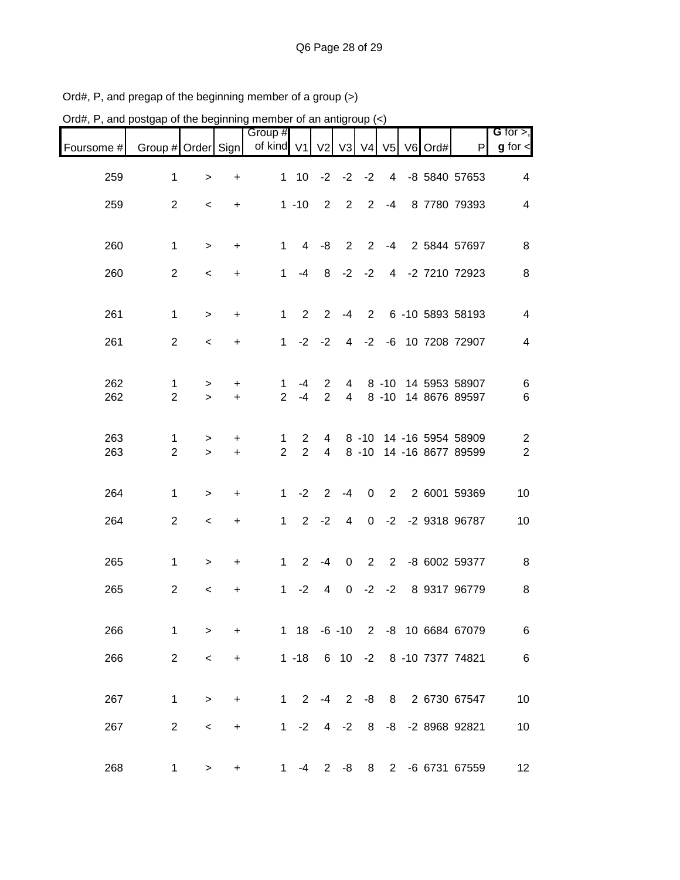Ord#, P, and pregap of the beginning member of a group (>)

Ord#, P, and postgap of the beginning member of an antigroup (<)

| Foursome # | Group # | Order | Sign | Group # of kind | V1 | V2 | V3 | V4 | V5 | V6 | Ord# | P | **G** for >, **g** for < |
|---|---|---|---|---|---|---|---|---|---|---|---|---|---|
| 259 | 1 | > | + | 1 | 10 | -2 | -2 | -2 | 4 | -8 | 5840 | 57653 | 4 |
| 259 | 2 | < | + | 1 | -10 | 2 | 2 | 2 | -4 | 8 | 7780 | 79393 | 4 |
| 260 | 1 | > | + | 1 | 4 | -8 | 2 | 2 | -4 | 2 | 5844 | 57697 | 8 |
| 260 | 2 | < | + | 1 | -4 | 8 | -2 | -2 | 4 | -2 | 7210 | 72923 | 8 |
| 261 | 1 | > | + | 1 | 2 | 2 | -4 | 2 | 6 | -10 | 5893 | 58193 | 4 |
| 261 | 2 | < | + | 1 | -2 | -2 | 4 | -2 | -6 | 10 | 7208 | 72907 | 4 |
| 262 | 1 | > | + | 1 | -4 | 2 | 4 | 8 | -10 | 14 | 5953 | 58907 | 6 |
| 262 | 2 | > | + | 2 | -4 | 2 | 4 | 8 | -10 | 14 | 8676 | 89597 | 6 |
| 263 | 1 | > | + | 1 | 2 | 4 | 8 | -10 | 14 | -16 | 5954 | 58909 | 2 |
| 263 | 2 | > | + | 2 | 2 | 4 | 8 | -10 | 14 | -16 | 8677 | 89599 | 2 |
| 264 | 1 | > | + | 1 | -2 | 2 | -4 | 0 | 2 | 2 | 6001 | 59369 | 10 |
| 264 | 2 | < | + | 1 | 2 | -2 | 4 | 0 | -2 | -2 | 9318 | 96787 | 10 |
| 265 | 1 | > | + | 1 | 2 | -4 | 0 | 2 | 2 | -8 | 6002 | 59377 | 8 |
| 265 | 2 | < | + | 1 | -2 | 4 | 0 | -2 | -2 | 8 | 9317 | 96779 | 8 |
| 266 | 1 | > | + | 1 | 18 | -6 | -10 | 2 | -8 | 10 | 6684 | 67079 | 6 |
| 266 | 2 | < | + | 1 | -18 | 6 | 10 | -2 | 8 | -10 | 7377 | 74821 | 6 |
| 267 | 1 | > | + | 1 | 2 | -4 | 2 | -8 | 8 | 2 | 6730 | 67547 | 10 |
| 267 | 2 | < | + | 1 | -2 | 4 | -2 | 8 | -8 | -2 | 8968 | 92821 | 10 |
| 268 | 1 | > | + | 1 | -4 | 2 | -8 | 8 | 2 | -6 | 6731 | 67559 | 12 |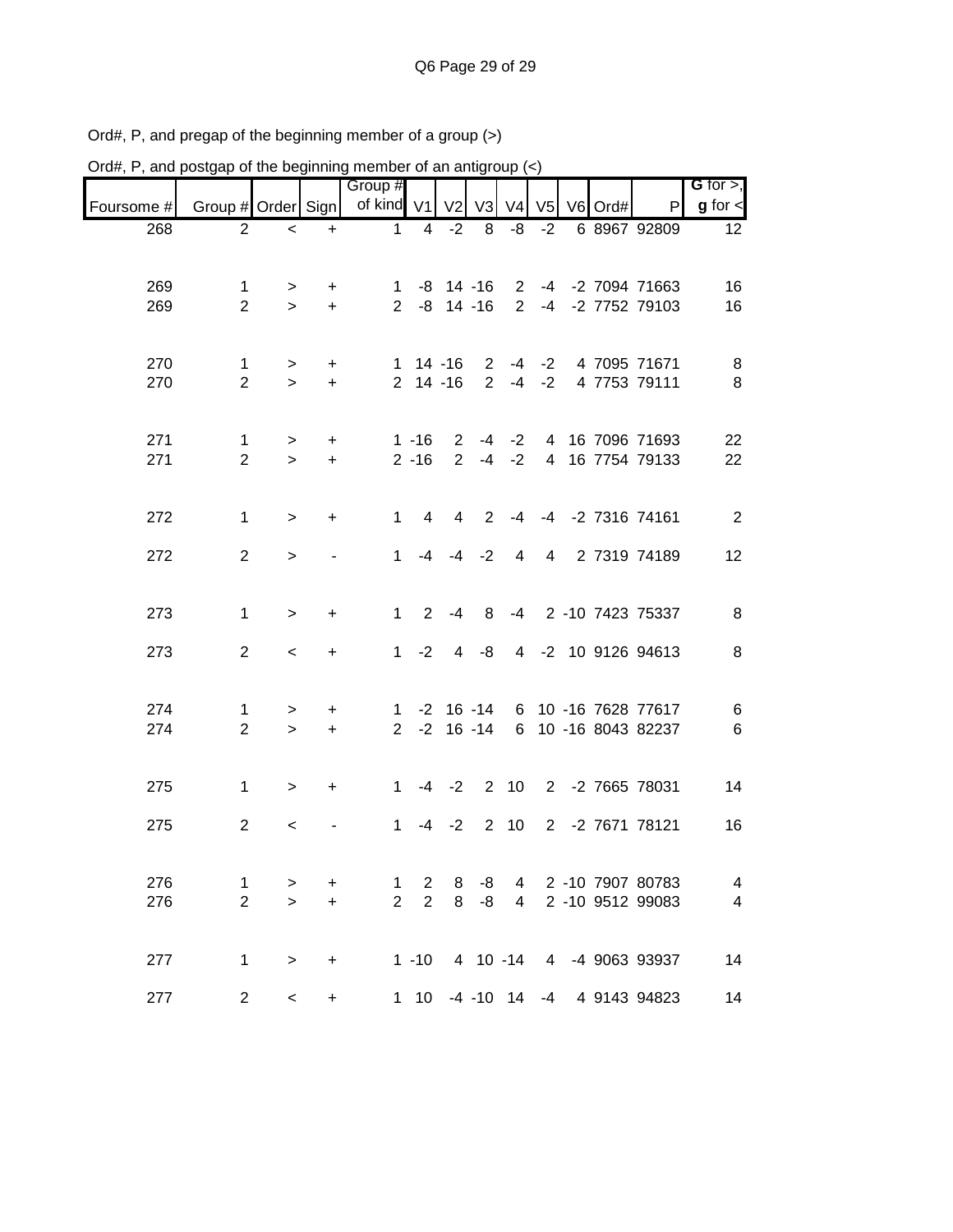Ord#, P, and pregap of the beginning member of a group (>)

Ord#, P, and postgap of the beginning member of an antigroup (<)

| Foursome # | Group # | Order | Sign | Group # of kind | V1 | V2 | V3 | V4 | V5 | V6 | Ord# | P | G for >, g for < |
|---|---|---|---|---|---|---|---|---|---|---|---|---|---|
| 268 | 2 | < | + | 1 | 4 | -2 | 8 | -8 | -2 | 6 | 8967 | 92809 | 12 |
| 269 | 1 | > | + | 1 | -8 | 14 | -16 | 2 | -4 | -2 | 7094 | 71663 | 16 |
| 269 | 2 | > | + | 2 | -8 | 14 | -16 | 2 | -4 | -2 | 7752 | 79103 | 16 |
| 270 | 1 | > | + | 1 | 14 | -16 | 2 | -4 | -2 | 4 | 7095 | 71671 | 8 |
| 270 | 2 | > | + | 2 | 14 | -16 | 2 | -4 | -2 | 4 | 7753 | 79111 | 8 |
| 271 | 1 | > | + | 1 | -16 | 2 | -4 | -2 | 4 | 16 | 7096 | 71693 | 22 |
| 271 | 2 | > | + | 2 | -16 | 2 | -4 | -2 | 4 | 16 | 7754 | 79133 | 22 |
| 272 | 1 | > | + | 1 | 4 | 4 | 2 | -4 | -4 | -2 | 7316 | 74161 | 2 |
| 272 | 2 | > | - | 1 | -4 | -4 | -2 | 4 | 4 | 2 | 7319 | 74189 | 12 |
| 273 | 1 | > | + | 1 | 2 | -4 | 8 | -4 | 2 | -10 | 7423 | 75337 | 8 |
| 273 | 2 | < | + | 1 | -2 | 4 | -8 | 4 | -2 | 10 | 9126 | 94613 | 8 |
| 274 | 1 | > | + | 1 | -2 | 16 | -14 | 6 | 10 | -16 | 7628 | 77617 | 6 |
| 274 | 2 | > | + | 2 | -2 | 16 | -14 | 6 | 10 | -16 | 8043 | 82237 | 6 |
| 275 | 1 | > | + | 1 | -4 | -2 | 2 | 10 | 2 | -2 | 7665 | 78031 | 14 |
| 275 | 2 | < | - | 1 | -4 | -2 | 2 | 10 | 2 | -2 | 7671 | 78121 | 16 |
| 276 | 1 | > | + | 1 | 2 | 8 | -8 | 4 | 2 | -10 | 7907 | 80783 | 4 |
| 276 | 2 | > | + | 2 | 2 | 8 | -8 | 4 | 2 | -10 | 9512 | 99083 | 4 |
| 277 | 1 | > | + | 1 | -10 | 4 | 10 | -14 | 4 | -4 | 9063 | 93937 | 14 |
| 277 | 2 | < | + | 1 | 10 | -4 | -10 | 14 | -4 | 4 | 9143 | 94823 | 14 |